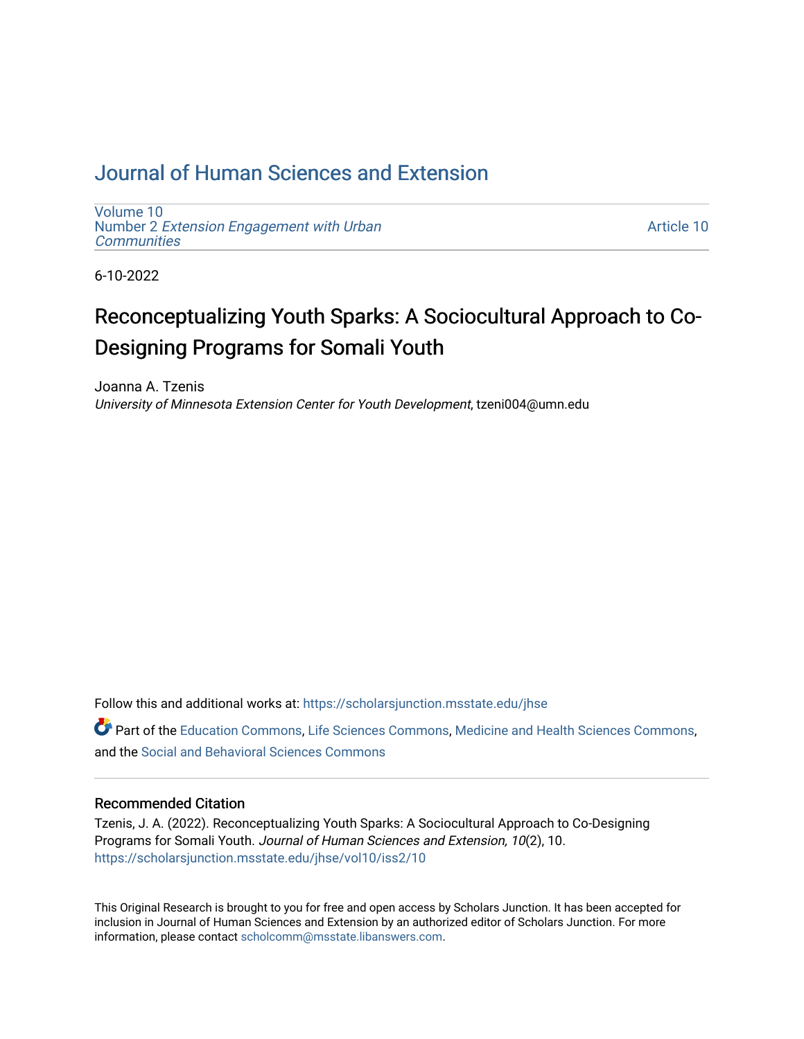Journal of Human Sciences and Extension

Volume 10
Number 2 *Extension Engagement with Urban Communities*

Article 10

6-10-2022

# Reconceptualizing Youth Sparks: A Sociocultural Approach to Co-Designing Programs for Somali Youth

Joanna A. Tzenis
*University of Minnesota Extension Center for Youth Development*, tzeni004@umn.edu

Follow this and additional works at: https://scholarsjunction.msstate.edu/jhse

Part of the Education Commons, Life Sciences Commons, Medicine and Health Sciences Commons, and the Social and Behavioral Sciences Commons

## Recommended Citation

Tzenis, J. A. (2022). Reconceptualizing Youth Sparks: A Sociocultural Approach to Co-Designing Programs for Somali Youth. *Journal of Human Sciences and Extension, 10*(2), 10.
https://scholarsjunction.msstate.edu/jhse/vol10/iss2/10

This Original Research is brought to you for free and open access by Scholars Junction. It has been accepted for inclusion in Journal of Human Sciences and Extension by an authorized editor of Scholars Junction. For more information, please contact scholcomm@msstate.libanswers.com.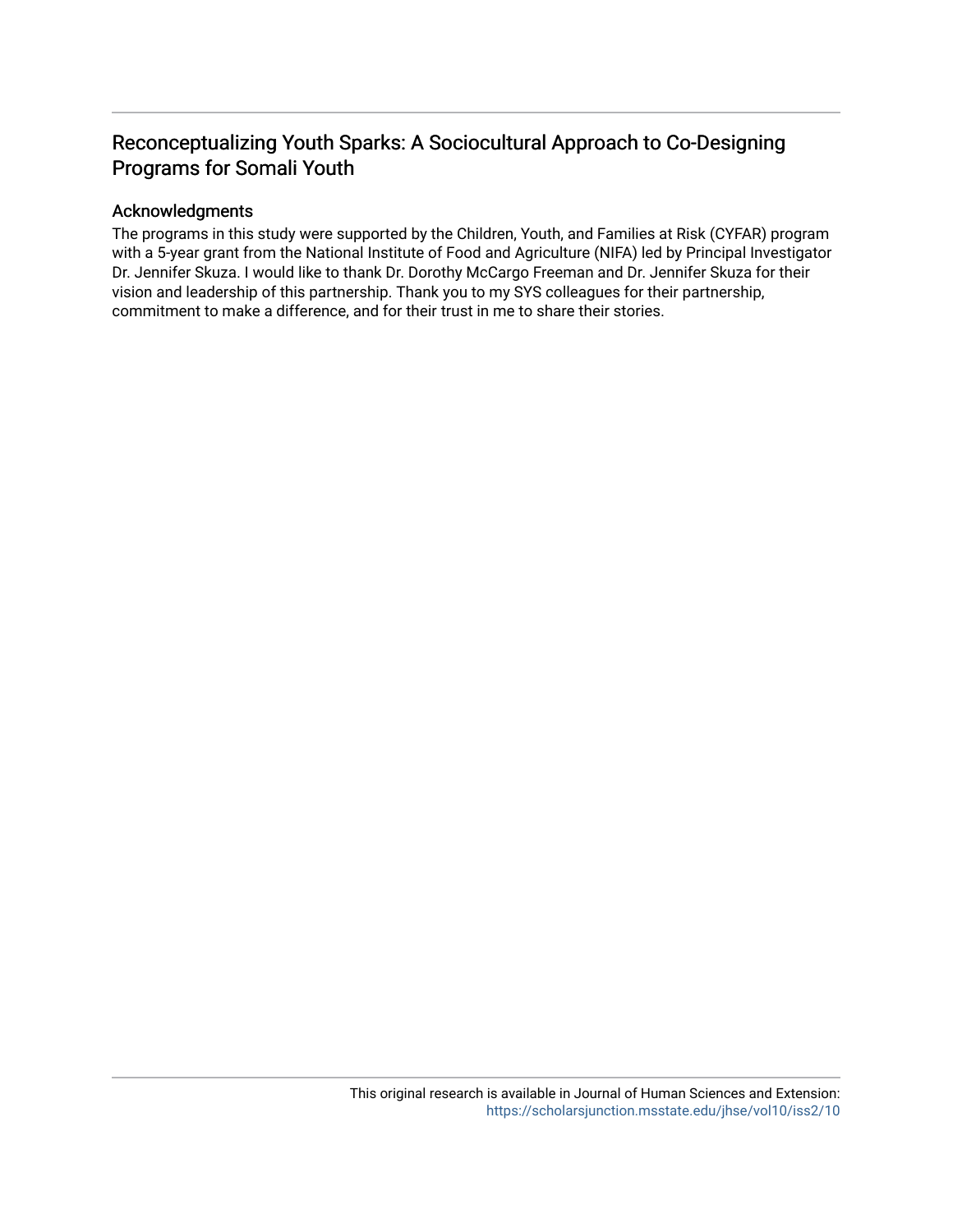# Reconceptualizing Youth Sparks: A Sociocultural Approach to Co-Designing Programs for Somali Youth

## Acknowledgments

The programs in this study were supported by the Children, Youth, and Families at Risk (CYFAR) program with a 5-year grant from the National Institute of Food and Agriculture (NIFA) led by Principal Investigator Dr. Jennifer Skuza. I would like to thank Dr. Dorothy McCargo Freeman and Dr. Jennifer Skuza for their vision and leadership of this partnership. Thank you to my SYS colleagues for their partnership, commitment to make a difference, and for their trust in me to share their stories.

This original research is available in Journal of Human Sciences and Extension: https://scholarsjunction.msstate.edu/jhse/vol10/iss2/10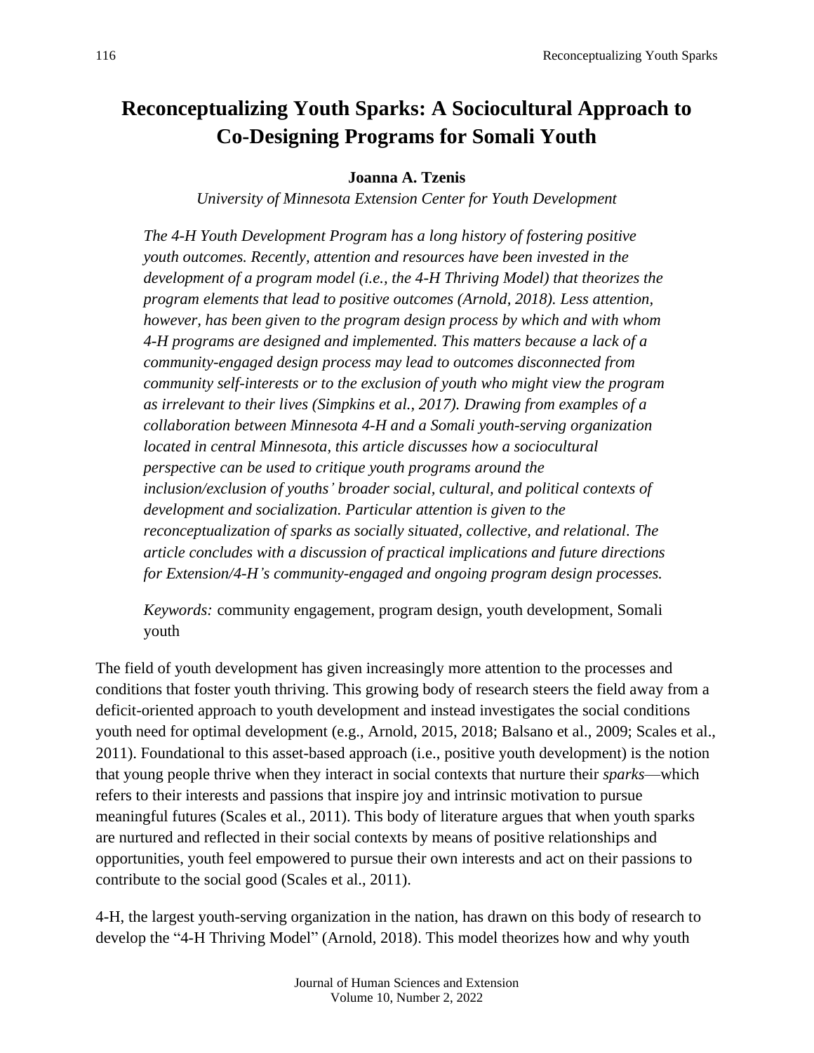# Reconceptualizing Youth Sparks: A Sociocultural Approach to Co-Designing Programs for Somali Youth

**Joanna A. Tzenis**

*University of Minnesota Extension Center for Youth Development*

*The 4-H Youth Development Program has a long history of fostering positive youth outcomes. Recently, attention and resources have been invested in the development of a program model (i.e., the 4-H Thriving Model) that theorizes the program elements that lead to positive outcomes (Arnold, 2018). Less attention, however, has been given to the program design process by which and with whom 4-H programs are designed and implemented. This matters because a lack of a community-engaged design process may lead to outcomes disconnected from community self-interests or to the exclusion of youth who might view the program as irrelevant to their lives (Simpkins et al., 2017). Drawing from examples of a collaboration between Minnesota 4-H and a Somali youth-serving organization located in central Minnesota, this article discusses how a sociocultural perspective can be used to critique youth programs around the inclusion/exclusion of youths' broader social, cultural, and political contexts of development and socialization. Particular attention is given to the reconceptualization of sparks as socially situated, collective, and relational. The article concludes with a discussion of practical implications and future directions for Extension/4-H's community-engaged and ongoing program design processes.*

*Keywords:* community engagement, program design, youth development, Somali youth

The field of youth development has given increasingly more attention to the processes and conditions that foster youth thriving. This growing body of research steers the field away from a deficit-oriented approach to youth development and instead investigates the social conditions youth need for optimal development (e.g., Arnold, 2015, 2018; Balsano et al., 2009; Scales et al., 2011). Foundational to this asset-based approach (i.e., positive youth development) is the notion that young people thrive when they interact in social contexts that nurture their *sparks*—which refers to their interests and passions that inspire joy and intrinsic motivation to pursue meaningful futures (Scales et al., 2011). This body of literature argues that when youth sparks are nurtured and reflected in their social contexts by means of positive relationships and opportunities, youth feel empowered to pursue their own interests and act on their passions to contribute to the social good (Scales et al., 2011).

4-H, the largest youth-serving organization in the nation, has drawn on this body of research to develop the "4-H Thriving Model" (Arnold, 2018). This model theorizes how and why youth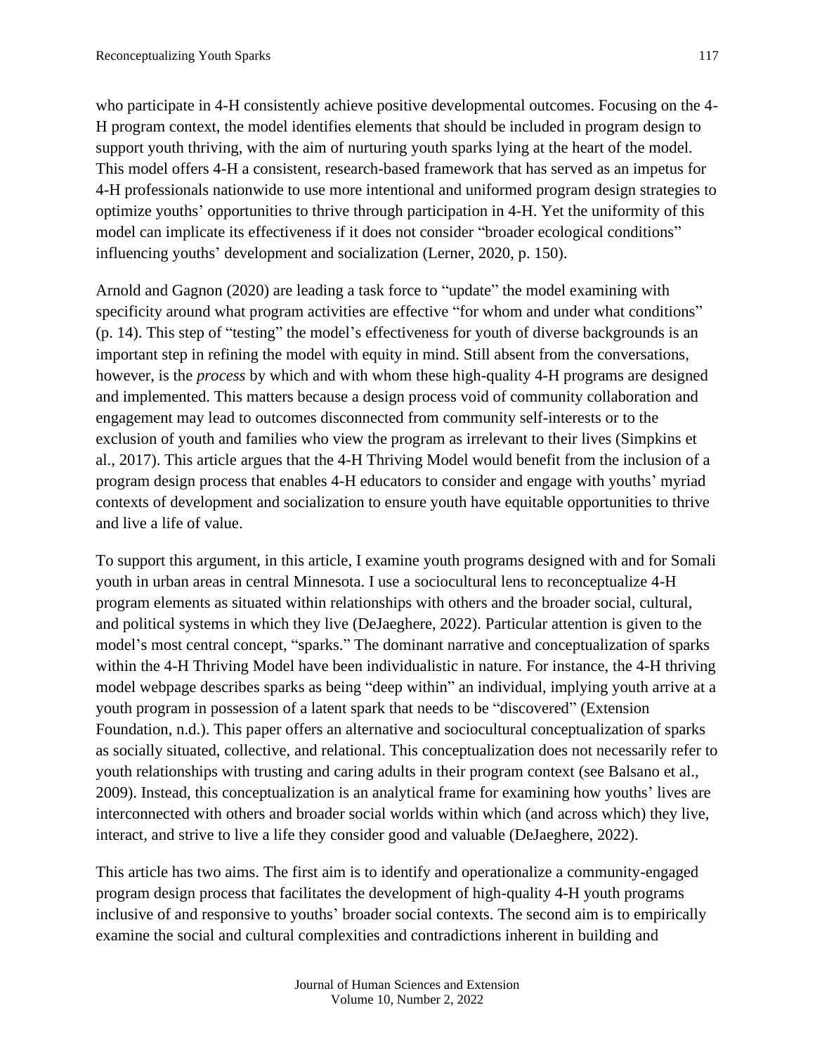who participate in 4-H consistently achieve positive developmental outcomes. Focusing on the 4-H program context, the model identifies elements that should be included in program design to support youth thriving, with the aim of nurturing youth sparks lying at the heart of the model. This model offers 4-H a consistent, research-based framework that has served as an impetus for 4-H professionals nationwide to use more intentional and uniformed program design strategies to optimize youths' opportunities to thrive through participation in 4-H. Yet the uniformity of this model can implicate its effectiveness if it does not consider "broader ecological conditions" influencing youths' development and socialization (Lerner, 2020, p. 150).

Arnold and Gagnon (2020) are leading a task force to "update" the model examining with specificity around what program activities are effective "for whom and under what conditions" (p. 14). This step of "testing" the model's effectiveness for youth of diverse backgrounds is an important step in refining the model with equity in mind. Still absent from the conversations, however, is the *process* by which and with whom these high-quality 4-H programs are designed and implemented. This matters because a design process void of community collaboration and engagement may lead to outcomes disconnected from community self-interests or to the exclusion of youth and families who view the program as irrelevant to their lives (Simpkins et al., 2017). This article argues that the 4-H Thriving Model would benefit from the inclusion of a program design process that enables 4-H educators to consider and engage with youths' myriad contexts of development and socialization to ensure youth have equitable opportunities to thrive and live a life of value.

To support this argument, in this article, I examine youth programs designed with and for Somali youth in urban areas in central Minnesota. I use a sociocultural lens to reconceptualize 4-H program elements as situated within relationships with others and the broader social, cultural, and political systems in which they live (DeJaeghere, 2022). Particular attention is given to the model's most central concept, "sparks." The dominant narrative and conceptualization of sparks within the 4-H Thriving Model have been individualistic in nature. For instance, the 4-H thriving model webpage describes sparks as being "deep within" an individual, implying youth arrive at a youth program in possession of a latent spark that needs to be "discovered" (Extension Foundation, n.d.). This paper offers an alternative and sociocultural conceptualization of sparks as socially situated, collective, and relational. This conceptualization does not necessarily refer to youth relationships with trusting and caring adults in their program context (see Balsano et al., 2009). Instead, this conceptualization is an analytical frame for examining how youths' lives are interconnected with others and broader social worlds within which (and across which) they live, interact, and strive to live a life they consider good and valuable (DeJaeghere, 2022).

This article has two aims. The first aim is to identify and operationalize a community-engaged program design process that facilitates the development of high-quality 4-H youth programs inclusive of and responsive to youths' broader social contexts. The second aim is to empirically examine the social and cultural complexities and contradictions inherent in building and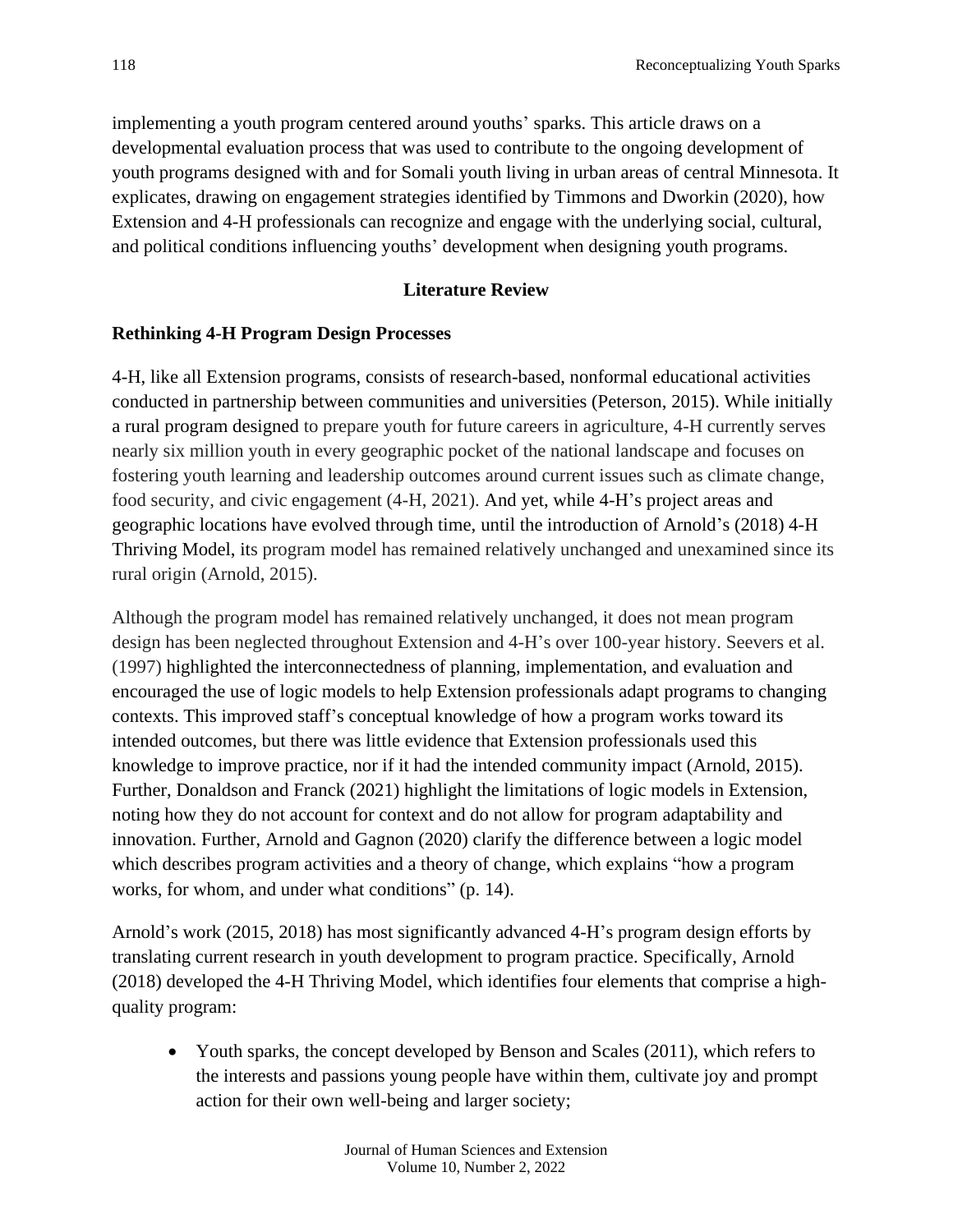implementing a youth program centered around youths' sparks. This article draws on a developmental evaluation process that was used to contribute to the ongoing development of youth programs designed with and for Somali youth living in urban areas of central Minnesota. It explicates, drawing on engagement strategies identified by Timmons and Dworkin (2020), how Extension and 4-H professionals can recognize and engage with the underlying social, cultural, and political conditions influencing youths' development when designing youth programs.

## Literature Review

### Rethinking 4-H Program Design Processes

4-H, like all Extension programs, consists of research-based, nonformal educational activities conducted in partnership between communities and universities (Peterson, 2015). While initially a rural program designed to prepare youth for future careers in agriculture, 4-H currently serves nearly six million youth in every geographic pocket of the national landscape and focuses on fostering youth learning and leadership outcomes around current issues such as climate change, food security, and civic engagement (4-H, 2021). And yet, while 4-H's project areas and geographic locations have evolved through time, until the introduction of Arnold's (2018) 4-H Thriving Model, its program model has remained relatively unchanged and unexamined since its rural origin (Arnold, 2015).

Although the program model has remained relatively unchanged, it does not mean program design has been neglected throughout Extension and 4-H's over 100-year history. Seevers et al. (1997) highlighted the interconnectedness of planning, implementation, and evaluation and encouraged the use of logic models to help Extension professionals adapt programs to changing contexts. This improved staff's conceptual knowledge of how a program works toward its intended outcomes, but there was little evidence that Extension professionals used this knowledge to improve practice, nor if it had the intended community impact (Arnold, 2015). Further, Donaldson and Franck (2021) highlight the limitations of logic models in Extension, noting how they do not account for context and do not allow for program adaptability and innovation. Further, Arnold and Gagnon (2020) clarify the difference between a logic model which describes program activities and a theory of change, which explains "how a program works, for whom, and under what conditions" (p. 14).

Arnold's work (2015, 2018) has most significantly advanced 4-H's program design efforts by translating current research in youth development to program practice. Specifically, Arnold (2018) developed the 4-H Thriving Model, which identifies four elements that comprise a high-quality program:

- Youth sparks, the concept developed by Benson and Scales (2011), which refers to the interests and passions young people have within them, cultivate joy and prompt action for their own well-being and larger society;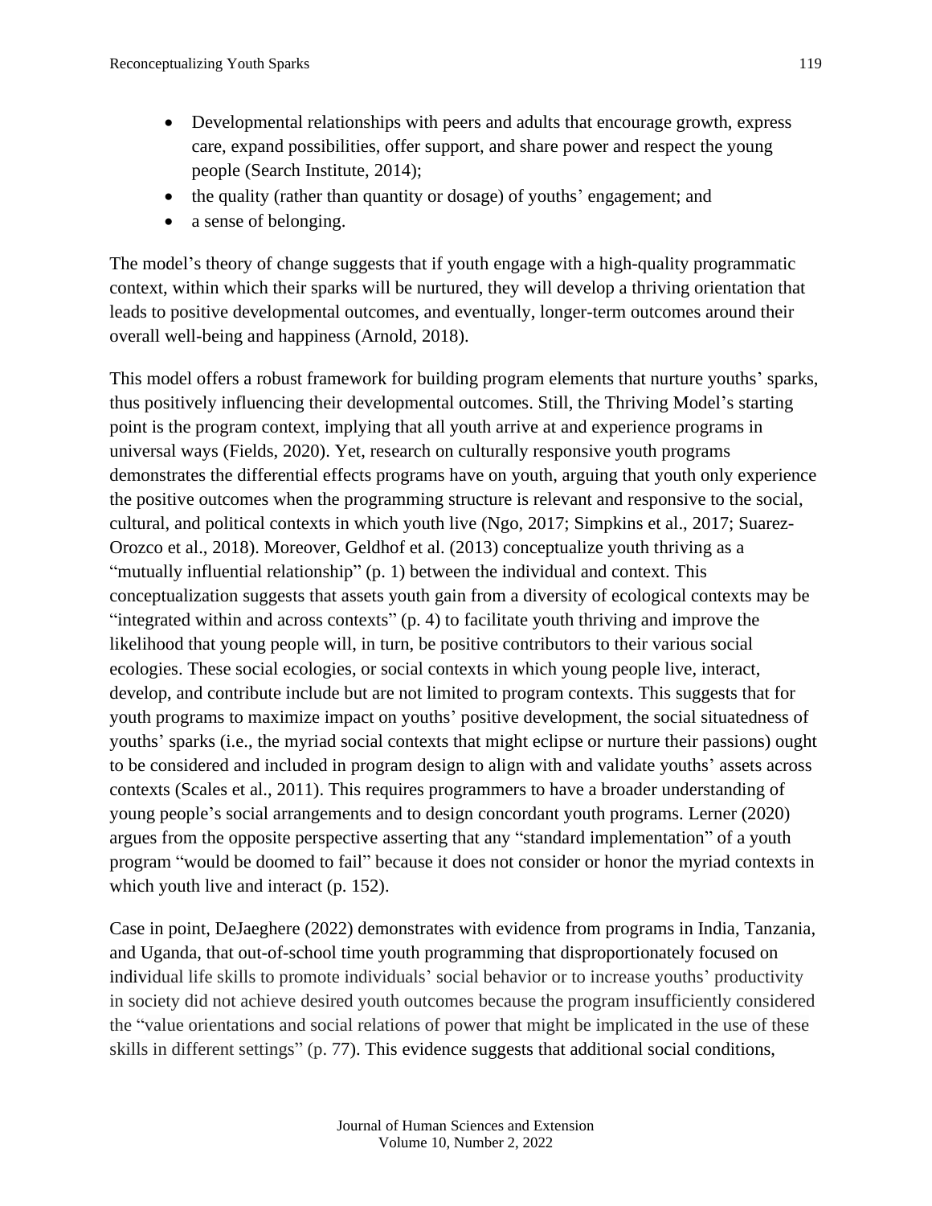- Developmental relationships with peers and adults that encourage growth, express care, expand possibilities, offer support, and share power and respect the young people (Search Institute, 2014);
- the quality (rather than quantity or dosage) of youths' engagement; and
- a sense of belonging.

The model's theory of change suggests that if youth engage with a high-quality programmatic context, within which their sparks will be nurtured, they will develop a thriving orientation that leads to positive developmental outcomes, and eventually, longer-term outcomes around their overall well-being and happiness (Arnold, 2018).

This model offers a robust framework for building program elements that nurture youths' sparks, thus positively influencing their developmental outcomes. Still, the Thriving Model's starting point is the program context, implying that all youth arrive at and experience programs in universal ways (Fields, 2020). Yet, research on culturally responsive youth programs demonstrates the differential effects programs have on youth, arguing that youth only experience the positive outcomes when the programming structure is relevant and responsive to the social, cultural, and political contexts in which youth live (Ngo, 2017; Simpkins et al., 2017; Suarez-Orozco et al., 2018). Moreover, Geldhof et al. (2013) conceptualize youth thriving as a "mutually influential relationship" (p. 1) between the individual and context. This conceptualization suggests that assets youth gain from a diversity of ecological contexts may be "integrated within and across contexts" (p. 4) to facilitate youth thriving and improve the likelihood that young people will, in turn, be positive contributors to their various social ecologies. These social ecologies, or social contexts in which young people live, interact, develop, and contribute include but are not limited to program contexts. This suggests that for youth programs to maximize impact on youths' positive development, the social situatedness of youths' sparks (i.e., the myriad social contexts that might eclipse or nurture their passions) ought to be considered and included in program design to align with and validate youths' assets across contexts (Scales et al., 2011). This requires programmers to have a broader understanding of young people's social arrangements and to design concordant youth programs. Lerner (2020) argues from the opposite perspective asserting that any "standard implementation" of a youth program "would be doomed to fail" because it does not consider or honor the myriad contexts in which youth live and interact (p. 152).

Case in point, DeJaeghere (2022) demonstrates with evidence from programs in India, Tanzania, and Uganda, that out-of-school time youth programming that disproportionately focused on individual life skills to promote individuals' social behavior or to increase youths' productivity in society did not achieve desired youth outcomes because the program insufficiently considered the "value orientations and social relations of power that might be implicated in the use of these skills in different settings" (p. 77). This evidence suggests that additional social conditions,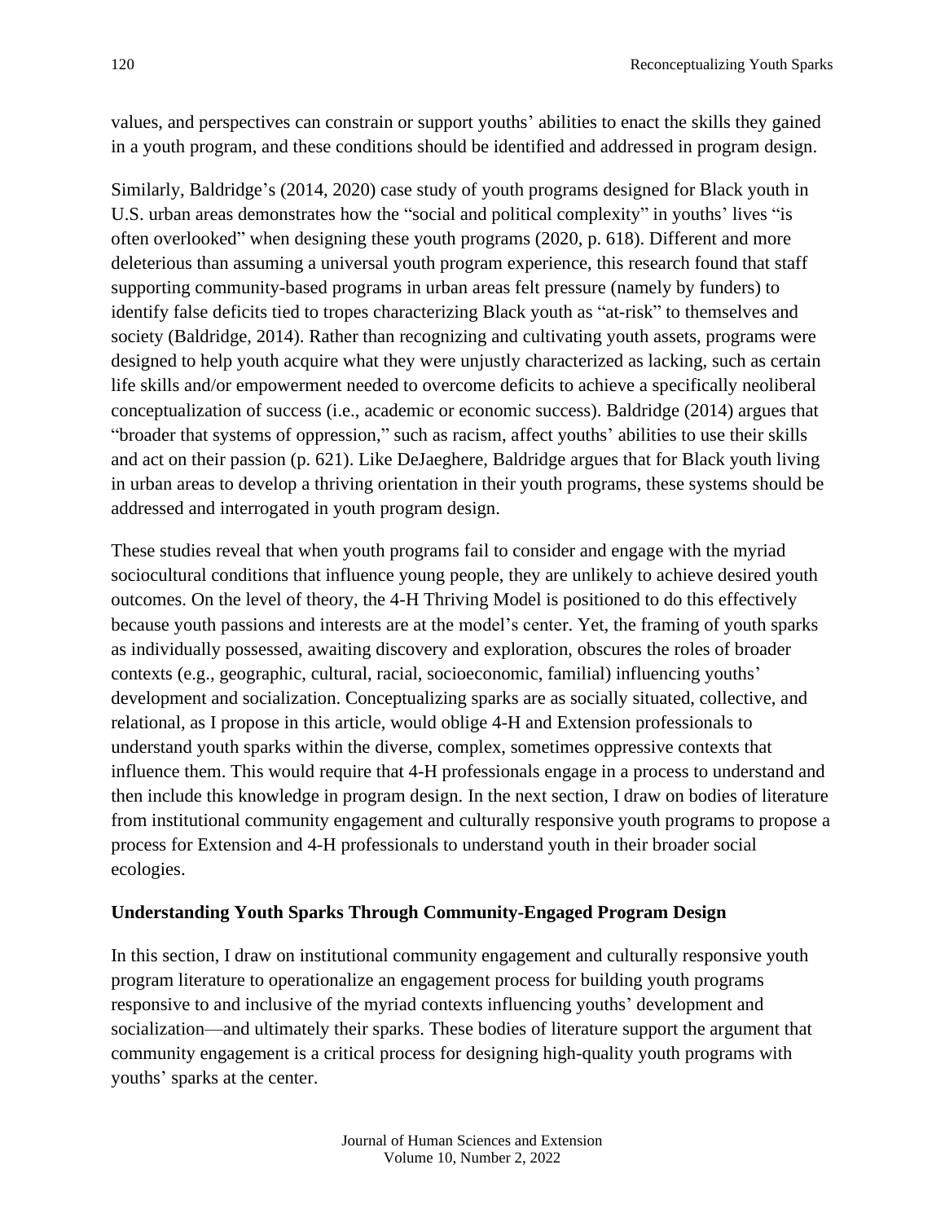values, and perspectives can constrain or support youths' abilities to enact the skills they gained in a youth program, and these conditions should be identified and addressed in program design.

Similarly, Baldridge's (2014, 2020) case study of youth programs designed for Black youth in U.S. urban areas demonstrates how the "social and political complexity" in youths' lives "is often overlooked" when designing these youth programs (2020, p. 618). Different and more deleterious than assuming a universal youth program experience, this research found that staff supporting community-based programs in urban areas felt pressure (namely by funders) to identify false deficits tied to tropes characterizing Black youth as "at-risk" to themselves and society (Baldridge, 2014). Rather than recognizing and cultivating youth assets, programs were designed to help youth acquire what they were unjustly characterized as lacking, such as certain life skills and/or empowerment needed to overcome deficits to achieve a specifically neoliberal conceptualization of success (i.e., academic or economic success). Baldridge (2014) argues that "broader that systems of oppression," such as racism, affect youths' abilities to use their skills and act on their passion (p. 621). Like DeJaeghere, Baldridge argues that for Black youth living in urban areas to develop a thriving orientation in their youth programs, these systems should be addressed and interrogated in youth program design.

These studies reveal that when youth programs fail to consider and engage with the myriad sociocultural conditions that influence young people, they are unlikely to achieve desired youth outcomes. On the level of theory, the 4-H Thriving Model is positioned to do this effectively because youth passions and interests are at the model's center. Yet, the framing of youth sparks as individually possessed, awaiting discovery and exploration, obscures the roles of broader contexts (e.g., geographic, cultural, racial, socioeconomic, familial) influencing youths' development and socialization. Conceptualizing sparks are as socially situated, collective, and relational, as I propose in this article, would oblige 4-H and Extension professionals to understand youth sparks within the diverse, complex, sometimes oppressive contexts that influence them. This would require that 4-H professionals engage in a process to understand and then include this knowledge in program design. In the next section, I draw on bodies of literature from institutional community engagement and culturally responsive youth programs to propose a process for Extension and 4-H professionals to understand youth in their broader social ecologies.

## Understanding Youth Sparks Through Community-Engaged Program Design

In this section, I draw on institutional community engagement and culturally responsive youth program literature to operationalize an engagement process for building youth programs responsive to and inclusive of the myriad contexts influencing youths' development and socialization—and ultimately their sparks. These bodies of literature support the argument that community engagement is a critical process for designing high-quality youth programs with youths' sparks at the center.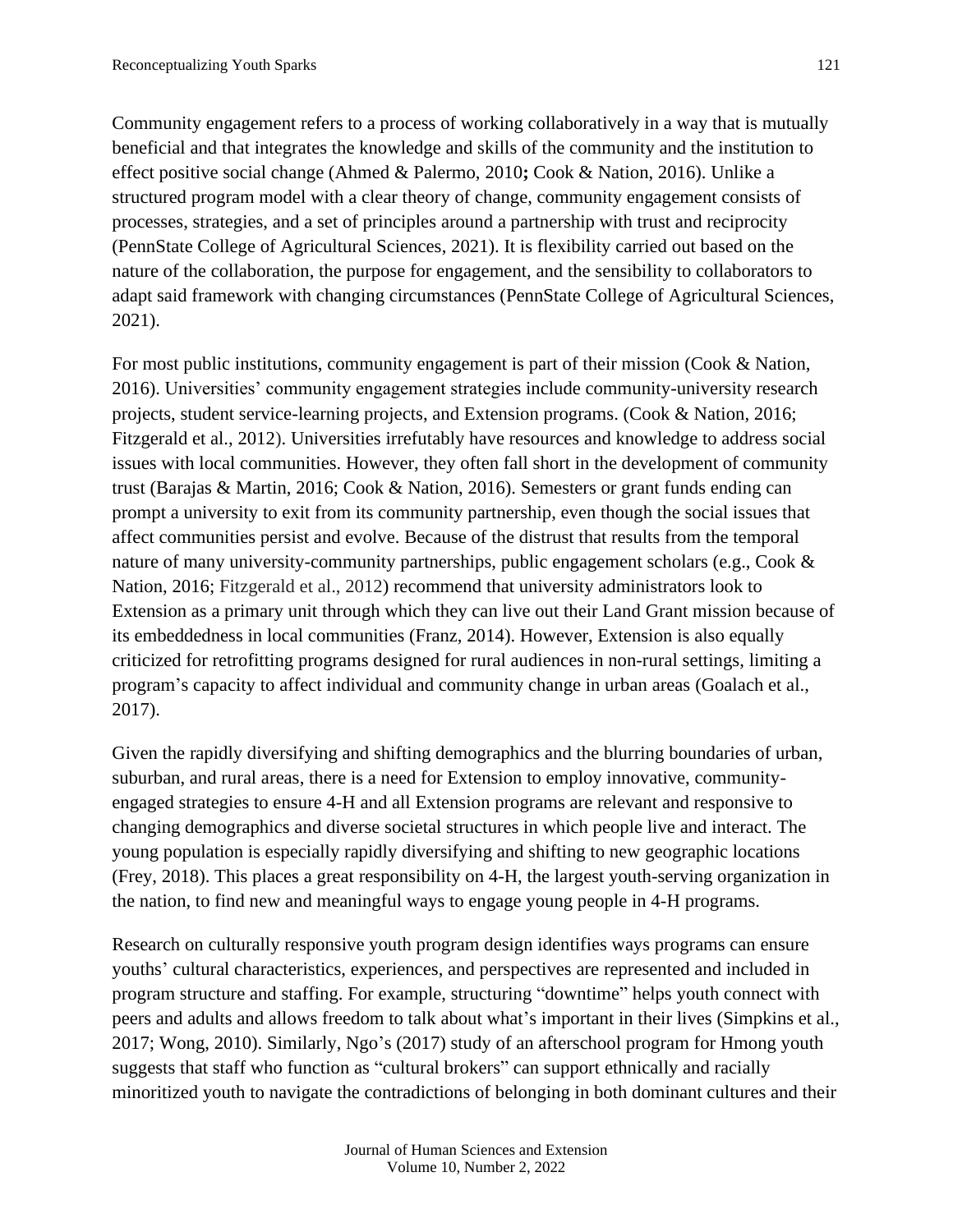Community engagement refers to a process of working collaboratively in a way that is mutually beneficial and that integrates the knowledge and skills of the community and the institution to effect positive social change (Ahmed & Palermo, 2010**;** Cook & Nation, 2016). Unlike a structured program model with a clear theory of change, community engagement consists of processes, strategies, and a set of principles around a partnership with trust and reciprocity (PennState College of Agricultural Sciences, 2021). It is flexibility carried out based on the nature of the collaboration, the purpose for engagement, and the sensibility to collaborators to adapt said framework with changing circumstances (PennState College of Agricultural Sciences, 2021).

For most public institutions, community engagement is part of their mission (Cook & Nation, 2016). Universities' community engagement strategies include community-university research projects, student service-learning projects, and Extension programs. (Cook & Nation, 2016; Fitzgerald et al., 2012). Universities irrefutably have resources and knowledge to address social issues with local communities. However, they often fall short in the development of community trust (Barajas & Martin, 2016; Cook & Nation, 2016). Semesters or grant funds ending can prompt a university to exit from its community partnership, even though the social issues that affect communities persist and evolve. Because of the distrust that results from the temporal nature of many university-community partnerships, public engagement scholars (e.g., Cook & Nation, 2016; Fitzgerald et al., 2012) recommend that university administrators look to Extension as a primary unit through which they can live out their Land Grant mission because of its embeddedness in local communities (Franz, 2014). However, Extension is also equally criticized for retrofitting programs designed for rural audiences in non-rural settings, limiting a program's capacity to affect individual and community change in urban areas (Goalach et al., 2017).

Given the rapidly diversifying and shifting demographics and the blurring boundaries of urban, suburban, and rural areas, there is a need for Extension to employ innovative, community-engaged strategies to ensure 4-H and all Extension programs are relevant and responsive to changing demographics and diverse societal structures in which people live and interact. The young population is especially rapidly diversifying and shifting to new geographic locations (Frey, 2018). This places a great responsibility on 4-H, the largest youth-serving organization in the nation, to find new and meaningful ways to engage young people in 4-H programs.

Research on culturally responsive youth program design identifies ways programs can ensure youths' cultural characteristics, experiences, and perspectives are represented and included in program structure and staffing. For example, structuring "downtime" helps youth connect with peers and adults and allows freedom to talk about what's important in their lives (Simpkins et al., 2017; Wong, 2010). Similarly, Ngo's (2017) study of an afterschool program for Hmong youth suggests that staff who function as "cultural brokers" can support ethnically and racially minoritized youth to navigate the contradictions of belonging in both dominant cultures and their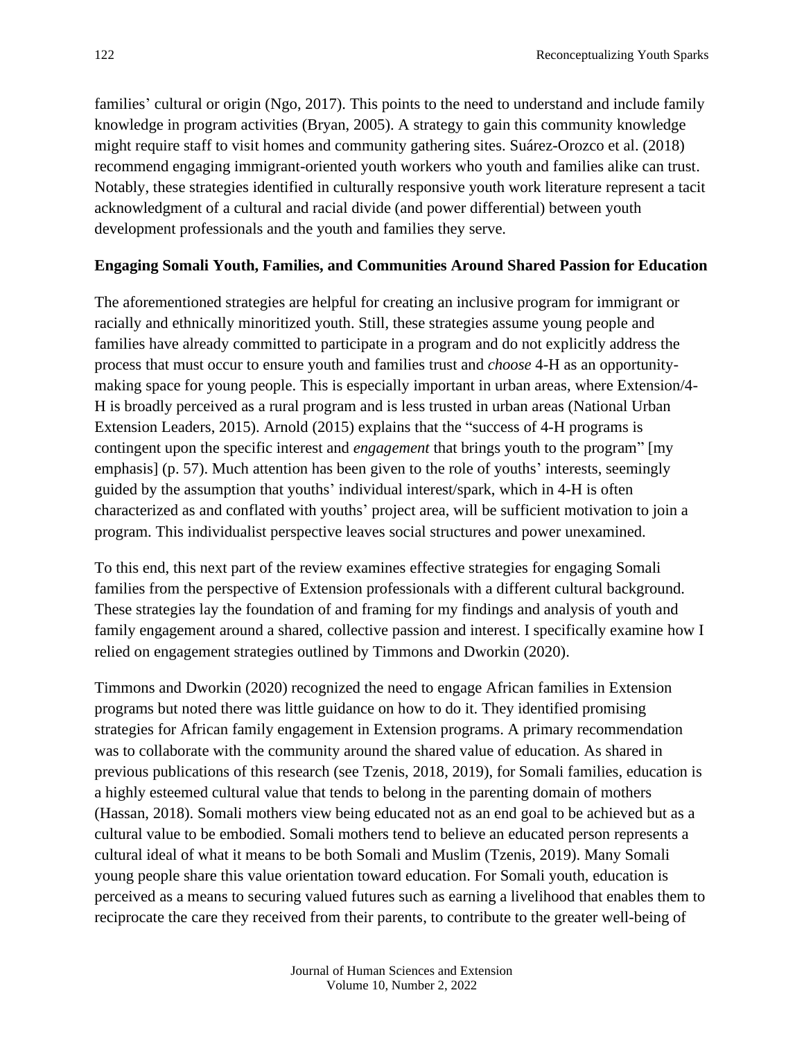families' cultural or origin (Ngo, 2017). This points to the need to understand and include family knowledge in program activities (Bryan, 2005). A strategy to gain this community knowledge might require staff to visit homes and community gathering sites. Suárez-Orozco et al. (2018) recommend engaging immigrant-oriented youth workers who youth and families alike can trust. Notably, these strategies identified in culturally responsive youth work literature represent a tacit acknowledgment of a cultural and racial divide (and power differential) between youth development professionals and the youth and families they serve.

**Engaging Somali Youth, Families, and Communities Around Shared Passion for Education**

The aforementioned strategies are helpful for creating an inclusive program for immigrant or racially and ethnically minoritized youth. Still, these strategies assume young people and families have already committed to participate in a program and do not explicitly address the process that must occur to ensure youth and families trust and *choose* 4-H as an opportunity-making space for young people. This is especially important in urban areas, where Extension/4-H is broadly perceived as a rural program and is less trusted in urban areas (National Urban Extension Leaders, 2015). Arnold (2015) explains that the "success of 4-H programs is contingent upon the specific interest and *engagement* that brings youth to the program" [my emphasis] (p. 57). Much attention has been given to the role of youths' interests, seemingly guided by the assumption that youths' individual interest/spark, which in 4-H is often characterized as and conflated with youths' project area, will be sufficient motivation to join a program. This individualist perspective leaves social structures and power unexamined.

To this end, this next part of the review examines effective strategies for engaging Somali families from the perspective of Extension professionals with a different cultural background. These strategies lay the foundation of and framing for my findings and analysis of youth and family engagement around a shared, collective passion and interest. I specifically examine how I relied on engagement strategies outlined by Timmons and Dworkin (2020).

Timmons and Dworkin (2020) recognized the need to engage African families in Extension programs but noted there was little guidance on how to do it. They identified promising strategies for African family engagement in Extension programs. A primary recommendation was to collaborate with the community around the shared value of education. As shared in previous publications of this research (see Tzenis, 2018, 2019), for Somali families, education is a highly esteemed cultural value that tends to belong in the parenting domain of mothers (Hassan, 2018). Somali mothers view being educated not as an end goal to be achieved but as a cultural value to be embodied. Somali mothers tend to believe an educated person represents a cultural ideal of what it means to be both Somali and Muslim (Tzenis, 2019). Many Somali young people share this value orientation toward education. For Somali youth, education is perceived as a means to securing valued futures such as earning a livelihood that enables them to reciprocate the care they received from their parents, to contribute to the greater well-being of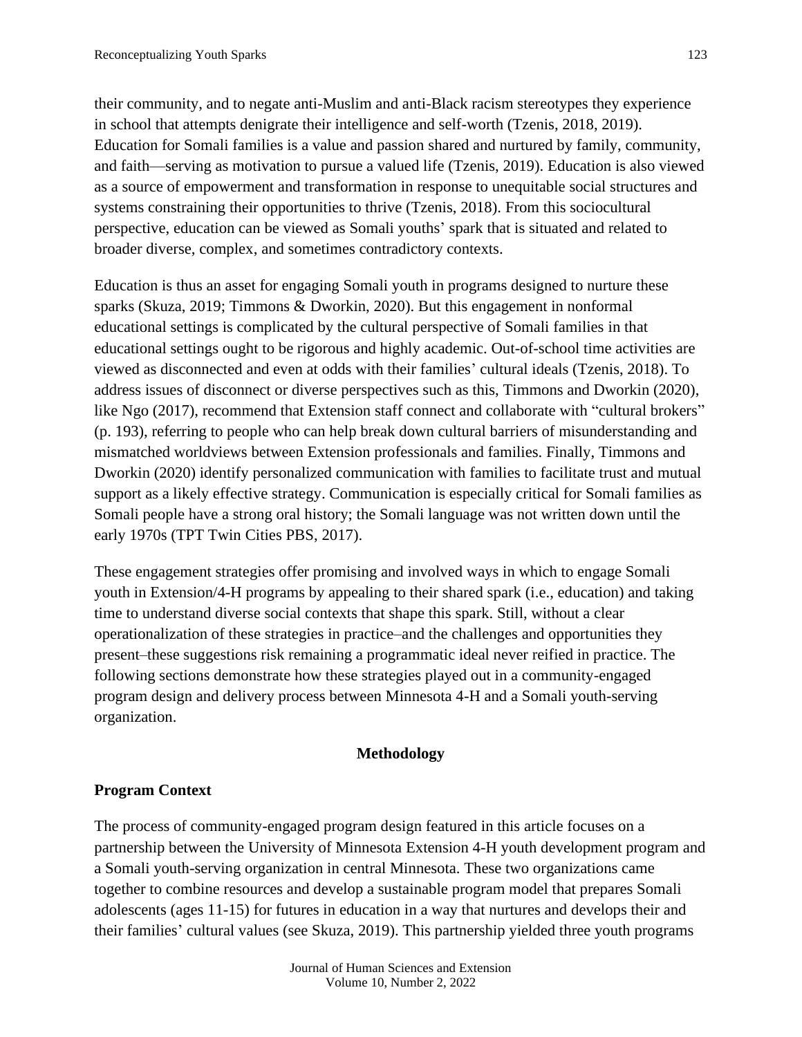their community, and to negate anti-Muslim and anti-Black racism stereotypes they experience in school that attempts denigrate their intelligence and self-worth (Tzenis, 2018, 2019). Education for Somali families is a value and passion shared and nurtured by family, community, and faith—serving as motivation to pursue a valued life (Tzenis, 2019). Education is also viewed as a source of empowerment and transformation in response to unequitable social structures and systems constraining their opportunities to thrive (Tzenis, 2018). From this sociocultural perspective, education can be viewed as Somali youths' spark that is situated and related to broader diverse, complex, and sometimes contradictory contexts.

Education is thus an asset for engaging Somali youth in programs designed to nurture these sparks (Skuza, 2019; Timmons & Dworkin, 2020). But this engagement in nonformal educational settings is complicated by the cultural perspective of Somali families in that educational settings ought to be rigorous and highly academic. Out-of-school time activities are viewed as disconnected and even at odds with their families' cultural ideals (Tzenis, 2018). To address issues of disconnect or diverse perspectives such as this, Timmons and Dworkin (2020), like Ngo (2017), recommend that Extension staff connect and collaborate with "cultural brokers" (p. 193), referring to people who can help break down cultural barriers of misunderstanding and mismatched worldviews between Extension professionals and families. Finally, Timmons and Dworkin (2020) identify personalized communication with families to facilitate trust and mutual support as a likely effective strategy. Communication is especially critical for Somali families as Somali people have a strong oral history; the Somali language was not written down until the early 1970s (TPT Twin Cities PBS, 2017).

These engagement strategies offer promising and involved ways in which to engage Somali youth in Extension/4-H programs by appealing to their shared spark (i.e., education) and taking time to understand diverse social contexts that shape this spark. Still, without a clear operationalization of these strategies in practice–and the challenges and opportunities they present–these suggestions risk remaining a programmatic ideal never reified in practice. The following sections demonstrate how these strategies played out in a community-engaged program design and delivery process between Minnesota 4-H and a Somali youth-serving organization.

## Methodology

### Program Context

The process of community-engaged program design featured in this article focuses on a partnership between the University of Minnesota Extension 4-H youth development program and a Somali youth-serving organization in central Minnesota. These two organizations came together to combine resources and develop a sustainable program model that prepares Somali adolescents (ages 11-15) for futures in education in a way that nurtures and develops their and their families' cultural values (see Skuza, 2019). This partnership yielded three youth programs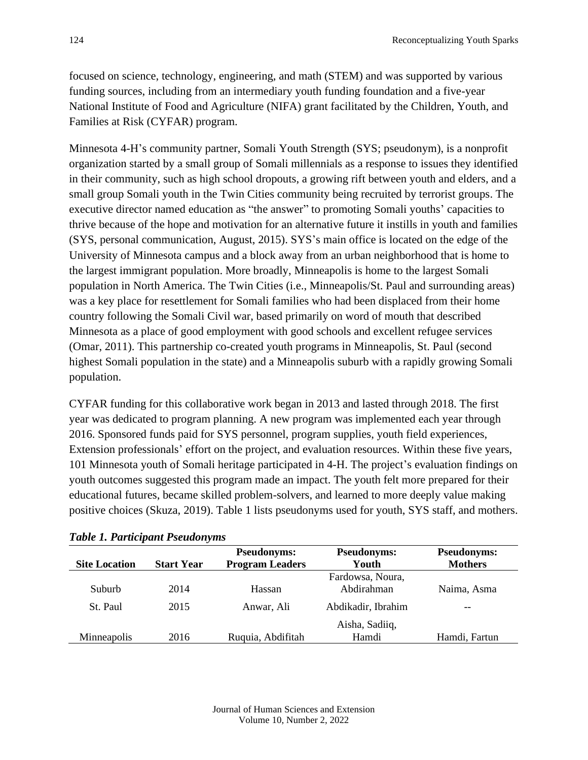focused on science, technology, engineering, and math (STEM) and was supported by various funding sources, including from an intermediary youth funding foundation and a five-year National Institute of Food and Agriculture (NIFA) grant facilitated by the Children, Youth, and Families at Risk (CYFAR) program.

Minnesota 4-H's community partner, Somali Youth Strength (SYS; pseudonym), is a nonprofit organization started by a small group of Somali millennials as a response to issues they identified in their community, such as high school dropouts, a growing rift between youth and elders, and a small group Somali youth in the Twin Cities community being recruited by terrorist groups. The executive director named education as "the answer" to promoting Somali youths' capacities to thrive because of the hope and motivation for an alternative future it instills in youth and families (SYS, personal communication, August, 2015). SYS's main office is located on the edge of the University of Minnesota campus and a block away from an urban neighborhood that is home to the largest immigrant population. More broadly, Minneapolis is home to the largest Somali population in North America. The Twin Cities (i.e., Minneapolis/St. Paul and surrounding areas) was a key place for resettlement for Somali families who had been displaced from their home country following the Somali Civil war, based primarily on word of mouth that described Minnesota as a place of good employment with good schools and excellent refugee services (Omar, 2011). This partnership co-created youth programs in Minneapolis, St. Paul (second highest Somali population in the state) and a Minneapolis suburb with a rapidly growing Somali population.

CYFAR funding for this collaborative work began in 2013 and lasted through 2018. The first year was dedicated to program planning. A new program was implemented each year through 2016. Sponsored funds paid for SYS personnel, program supplies, youth field experiences, Extension professionals' effort on the project, and evaluation resources. Within these five years, 101 Minnesota youth of Somali heritage participated in 4-H. The project's evaluation findings on youth outcomes suggested this program made an impact. The youth felt more prepared for their educational futures, became skilled problem-solvers, and learned to more deeply value making positive choices (Skuza, 2019). Table 1 lists pseudonyms used for youth, SYS staff, and mothers.

***Table 1. Participant Pseudonyms***

| Site Location | Start Year | Pseudonyms: Program Leaders | Pseudonyms: Youth | Pseudonyms: Mothers |
|---|---|---|---|---|
| Suburb | 2014 | Hassan | Fardowsa, Noura, Abdirahman | Naima, Asma |
| St. Paul | 2015 | Anwar, Ali | Abdikadir, Ibrahim | -- |
| Minneapolis | 2016 | Ruquia, Abdifitah | Aisha, Sadiiq, Hamdi | Hamdi, Fartun |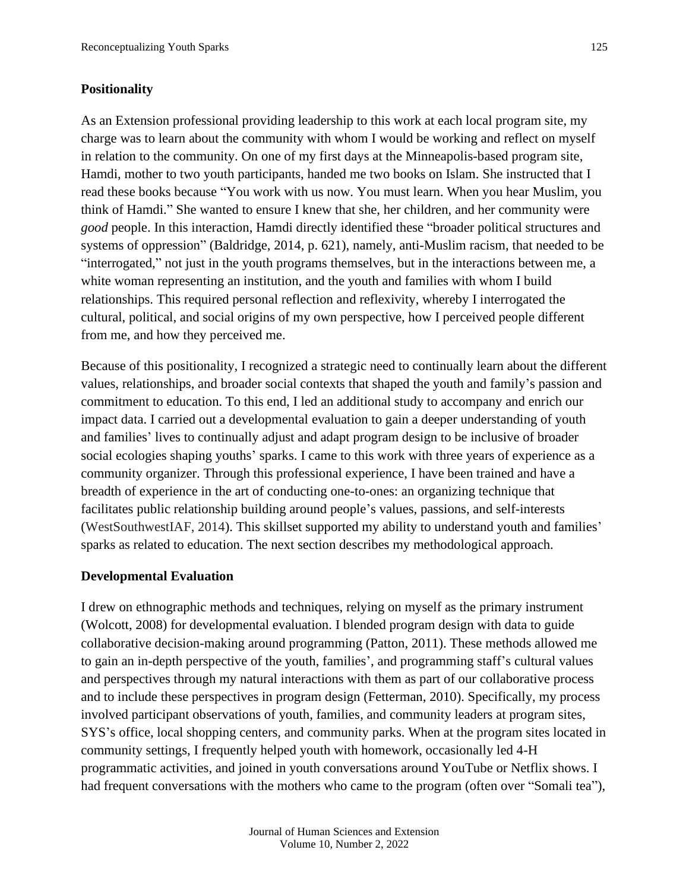## Positionality

As an Extension professional providing leadership to this work at each local program site, my charge was to learn about the community with whom I would be working and reflect on myself in relation to the community. On one of my first days at the Minneapolis-based program site, Hamdi, mother to two youth participants, handed me two books on Islam. She instructed that I read these books because "You work with us now. You must learn. When you hear Muslim, you think of Hamdi." She wanted to ensure I knew that she, her children, and her community were *good* people. In this interaction, Hamdi directly identified these "broader political structures and systems of oppression" (Baldridge, 2014, p. 621), namely, anti-Muslim racism, that needed to be "interrogated," not just in the youth programs themselves, but in the interactions between me, a white woman representing an institution, and the youth and families with whom I build relationships. This required personal reflection and reflexivity, whereby I interrogated the cultural, political, and social origins of my own perspective, how I perceived people different from me, and how they perceived me.

Because of this positionality, I recognized a strategic need to continually learn about the different values, relationships, and broader social contexts that shaped the youth and family's passion and commitment to education. To this end, I led an additional study to accompany and enrich our impact data. I carried out a developmental evaluation to gain a deeper understanding of youth and families' lives to continually adjust and adapt program design to be inclusive of broader social ecologies shaping youths' sparks. I came to this work with three years of experience as a community organizer. Through this professional experience, I have been trained and have a breadth of experience in the art of conducting one-to-ones: an organizing technique that facilitates public relationship building around people's values, passions, and self-interests (WestSouthwestIAF, 2014). This skillset supported my ability to understand youth and families' sparks as related to education. The next section describes my methodological approach.

## Developmental Evaluation

I drew on ethnographic methods and techniques, relying on myself as the primary instrument (Wolcott, 2008) for developmental evaluation. I blended program design with data to guide collaborative decision-making around programming (Patton, 2011). These methods allowed me to gain an in-depth perspective of the youth, families', and programming staff's cultural values and perspectives through my natural interactions with them as part of our collaborative process and to include these perspectives in program design (Fetterman, 2010). Specifically, my process involved participant observations of youth, families, and community leaders at program sites, SYS's office, local shopping centers, and community parks. When at the program sites located in community settings, I frequently helped youth with homework, occasionally led 4-H programmatic activities, and joined in youth conversations around YouTube or Netflix shows. I had frequent conversations with the mothers who came to the program (often over "Somali tea"),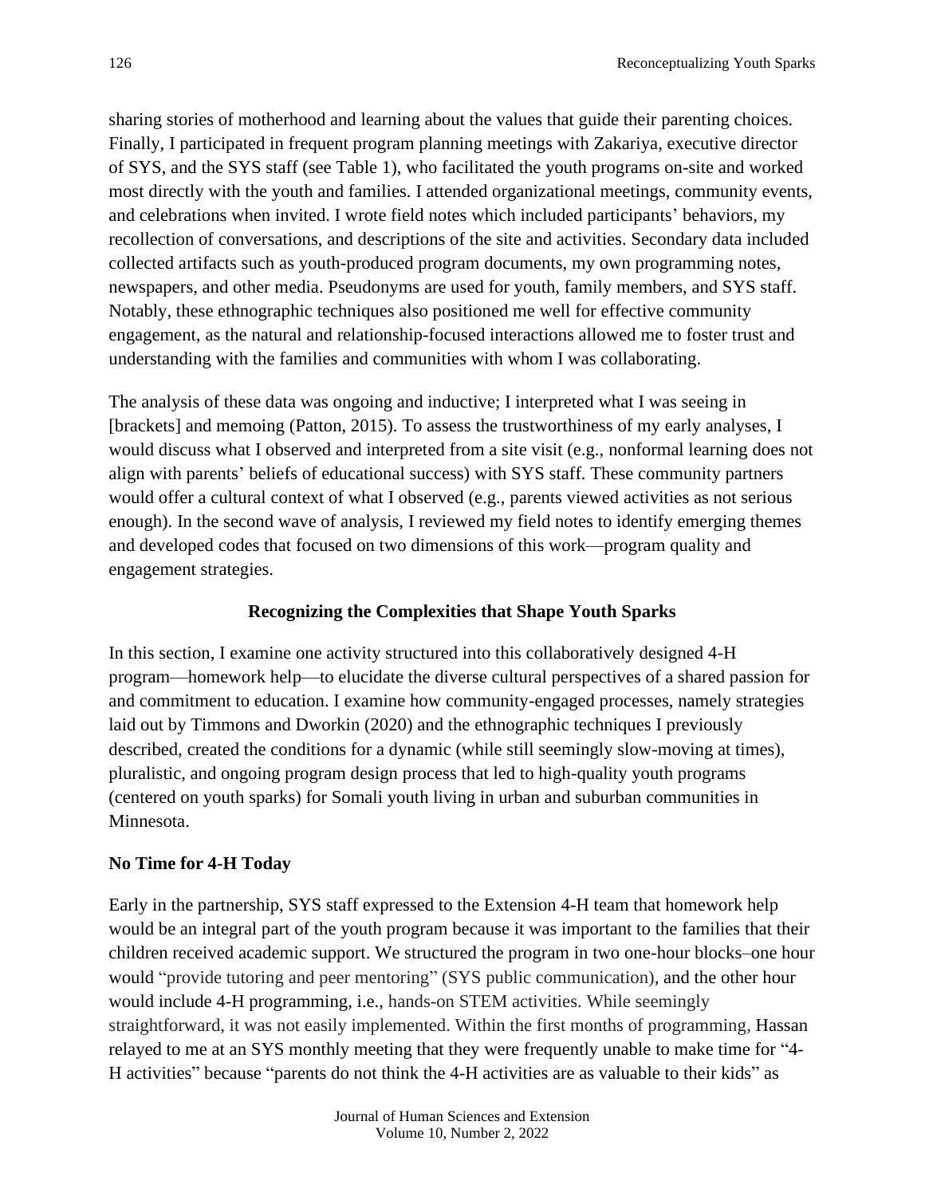sharing stories of motherhood and learning about the values that guide their parenting choices. Finally, I participated in frequent program planning meetings with Zakariya, executive director of SYS, and the SYS staff (see Table 1), who facilitated the youth programs on-site and worked most directly with the youth and families. I attended organizational meetings, community events, and celebrations when invited. I wrote field notes which included participants' behaviors, my recollection of conversations, and descriptions of the site and activities. Secondary data included collected artifacts such as youth-produced program documents, my own programming notes, newspapers, and other media. Pseudonyms are used for youth, family members, and SYS staff. Notably, these ethnographic techniques also positioned me well for effective community engagement, as the natural and relationship-focused interactions allowed me to foster trust and understanding with the families and communities with whom I was collaborating.

The analysis of these data was ongoing and inductive; I interpreted what I was seeing in [brackets] and memoing (Patton, 2015). To assess the trustworthiness of my early analyses, I would discuss what I observed and interpreted from a site visit (e.g., nonformal learning does not align with parents' beliefs of educational success) with SYS staff. These community partners would offer a cultural context of what I observed (e.g., parents viewed activities as not serious enough). In the second wave of analysis, I reviewed my field notes to identify emerging themes and developed codes that focused on two dimensions of this work—program quality and engagement strategies.

## Recognizing the Complexities that Shape Youth Sparks

In this section, I examine one activity structured into this collaboratively designed 4-H program—homework help—to elucidate the diverse cultural perspectives of a shared passion for and commitment to education. I examine how community-engaged processes, namely strategies laid out by Timmons and Dworkin (2020) and the ethnographic techniques I previously described, created the conditions for a dynamic (while still seemingly slow-moving at times), pluralistic, and ongoing program design process that led to high-quality youth programs (centered on youth sparks) for Somali youth living in urban and suburban communities in Minnesota.

### No Time for 4-H Today

Early in the partnership, SYS staff expressed to the Extension 4-H team that homework help would be an integral part of the youth program because it was important to the families that their children received academic support. We structured the program in two one-hour blocks–one hour would "provide tutoring and peer mentoring" (SYS public communication), and the other hour would include 4-H programming, i.e., hands-on STEM activities. While seemingly straightforward, it was not easily implemented. Within the first months of programming, Hassan relayed to me at an SYS monthly meeting that they were frequently unable to make time for "4-H activities" because "parents do not think the 4-H activities are as valuable to their kids" as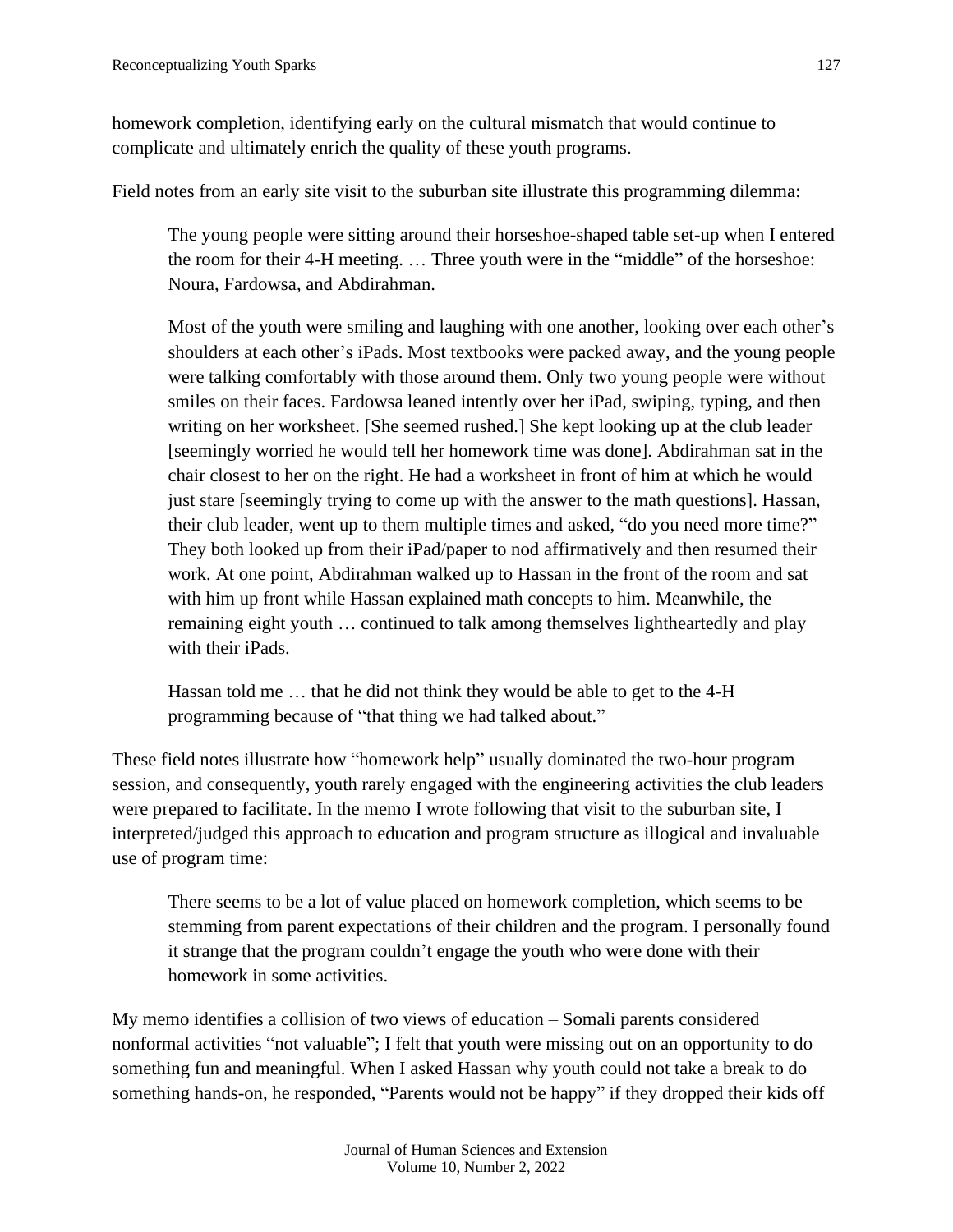homework completion, identifying early on the cultural mismatch that would continue to complicate and ultimately enrich the quality of these youth programs.

Field notes from an early site visit to the suburban site illustrate this programming dilemma:

> The young people were sitting around their horseshoe-shaped table set-up when I entered the room for their 4-H meeting. … Three youth were in the "middle" of the horseshoe: Noura, Fardowsa, and Abdirahman.
>
> Most of the youth were smiling and laughing with one another, looking over each other's shoulders at each other's iPads. Most textbooks were packed away, and the young people were talking comfortably with those around them. Only two young people were without smiles on their faces. Fardowsa leaned intently over her iPad, swiping, typing, and then writing on her worksheet. [She seemed rushed.] She kept looking up at the club leader [seemingly worried he would tell her homework time was done]. Abdirahman sat in the chair closest to her on the right. He had a worksheet in front of him at which he would just stare [seemingly trying to come up with the answer to the math questions]. Hassan, their club leader, went up to them multiple times and asked, "do you need more time?" They both looked up from their iPad/paper to nod affirmatively and then resumed their work. At one point, Abdirahman walked up to Hassan in the front of the room and sat with him up front while Hassan explained math concepts to him. Meanwhile, the remaining eight youth … continued to talk among themselves lightheartedly and play with their iPads.
>
> Hassan told me … that he did not think they would be able to get to the 4-H programming because of "that thing we had talked about."

These field notes illustrate how "homework help" usually dominated the two-hour program session, and consequently, youth rarely engaged with the engineering activities the club leaders were prepared to facilitate. In the memo I wrote following that visit to the suburban site, I interpreted/judged this approach to education and program structure as illogical and invaluable use of program time:

> There seems to be a lot of value placed on homework completion, which seems to be stemming from parent expectations of their children and the program. I personally found it strange that the program couldn't engage the youth who were done with their homework in some activities.

My memo identifies a collision of two views of education – Somali parents considered nonformal activities "not valuable"; I felt that youth were missing out on an opportunity to do something fun and meaningful. When I asked Hassan why youth could not take a break to do something hands-on, he responded, "Parents would not be happy" if they dropped their kids off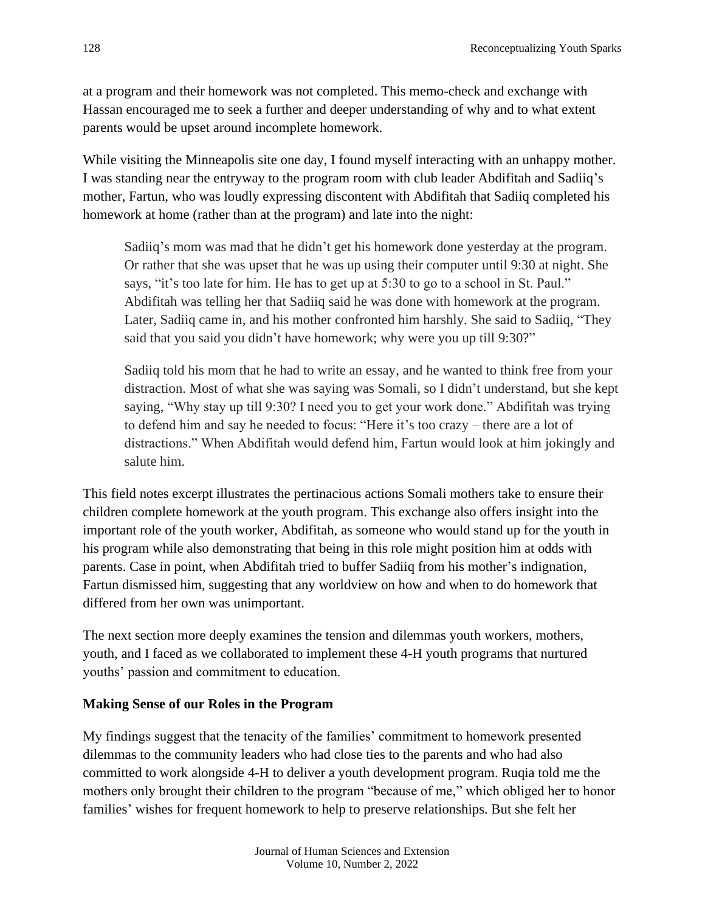at a program and their homework was not completed. This memo-check and exchange with Hassan encouraged me to seek a further and deeper understanding of why and to what extent parents would be upset around incomplete homework.

While visiting the Minneapolis site one day, I found myself interacting with an unhappy mother. I was standing near the entryway to the program room with club leader Abdifitah and Sadiiq's mother, Fartun, who was loudly expressing discontent with Abdifitah that Sadiiq completed his homework at home (rather than at the program) and late into the night:

> Sadiiq's mom was mad that he didn't get his homework done yesterday at the program. Or rather that she was upset that he was up using their computer until 9:30 at night. She says, "it's too late for him. He has to get up at 5:30 to go to a school in St. Paul." Abdifitah was telling her that Sadiiq said he was done with homework at the program. Later, Sadiiq came in, and his mother confronted him harshly. She said to Sadiiq, "They said that you said you didn't have homework; why were you up till 9:30?"
>
> Sadiiq told his mom that he had to write an essay, and he wanted to think free from your distraction. Most of what she was saying was Somali, so I didn't understand, but she kept saying, "Why stay up till 9:30? I need you to get your work done." Abdifitah was trying to defend him and say he needed to focus: "Here it's too crazy – there are a lot of distractions." When Abdifitah would defend him, Fartun would look at him jokingly and salute him.

This field notes excerpt illustrates the pertinacious actions Somali mothers take to ensure their children complete homework at the youth program. This exchange also offers insight into the important role of the youth worker, Abdifitah, as someone who would stand up for the youth in his program while also demonstrating that being in this role might position him at odds with parents. Case in point, when Abdifitah tried to buffer Sadiiq from his mother's indignation, Fartun dismissed him, suggesting that any worldview on how and when to do homework that differed from her own was unimportant.

The next section more deeply examines the tension and dilemmas youth workers, mothers, youth, and I faced as we collaborated to implement these 4-H youth programs that nurtured youths' passion and commitment to education.

### Making Sense of our Roles in the Program

My findings suggest that the tenacity of the families' commitment to homework presented dilemmas to the community leaders who had close ties to the parents and who had also committed to work alongside 4-H to deliver a youth development program. Ruqia told me the mothers only brought their children to the program "because of me," which obliged her to honor families' wishes for frequent homework to help to preserve relationships. But she felt her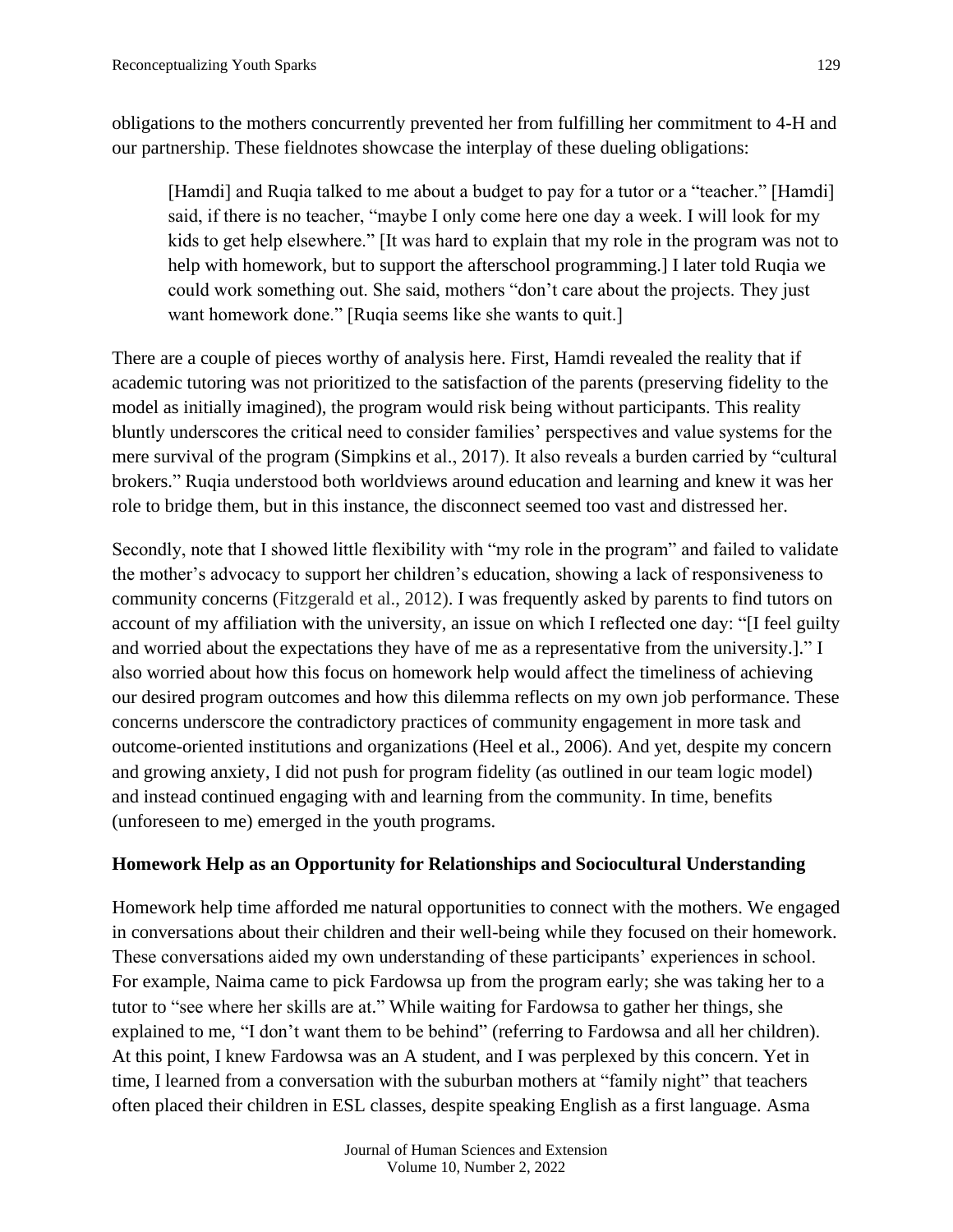obligations to the mothers concurrently prevented her from fulfilling her commitment to 4-H and our partnership. These fieldnotes showcase the interplay of these dueling obligations:

> [Hamdi] and Ruqia talked to me about a budget to pay for a tutor or a "teacher." [Hamdi] said, if there is no teacher, "maybe I only come here one day a week. I will look for my kids to get help elsewhere." [It was hard to explain that my role in the program was not to help with homework, but to support the afterschool programming.] I later told Ruqia we could work something out. She said, mothers "don't care about the projects. They just want homework done." [Ruqia seems like she wants to quit.]

There are a couple of pieces worthy of analysis here. First, Hamdi revealed the reality that if academic tutoring was not prioritized to the satisfaction of the parents (preserving fidelity to the model as initially imagined), the program would risk being without participants. This reality bluntly underscores the critical need to consider families' perspectives and value systems for the mere survival of the program (Simpkins et al., 2017). It also reveals a burden carried by "cultural brokers." Ruqia understood both worldviews around education and learning and knew it was her role to bridge them, but in this instance, the disconnect seemed too vast and distressed her.

Secondly, note that I showed little flexibility with "my role in the program" and failed to validate the mother's advocacy to support her children's education, showing a lack of responsiveness to community concerns (Fitzgerald et al., 2012). I was frequently asked by parents to find tutors on account of my affiliation with the university, an issue on which I reflected one day: "[I feel guilty and worried about the expectations they have of me as a representative from the university.]." I also worried about how this focus on homework help would affect the timeliness of achieving our desired program outcomes and how this dilemma reflects on my own job performance. These concerns underscore the contradictory practices of community engagement in more task and outcome-oriented institutions and organizations (Heel et al., 2006). And yet, despite my concern and growing anxiety, I did not push for program fidelity (as outlined in our team logic model) and instead continued engaging with and learning from the community. In time, benefits (unforeseen to me) emerged in the youth programs.

### Homework Help as an Opportunity for Relationships and Sociocultural Understanding

Homework help time afforded me natural opportunities to connect with the mothers. We engaged in conversations about their children and their well-being while they focused on their homework. These conversations aided my own understanding of these participants' experiences in school. For example, Naima came to pick Fardowsa up from the program early; she was taking her to a tutor to "see where her skills are at." While waiting for Fardowsa to gather her things, she explained to me, "I don't want them to be behind" (referring to Fardowsa and all her children). At this point, I knew Fardowsa was an A student, and I was perplexed by this concern. Yet in time, I learned from a conversation with the suburban mothers at "family night" that teachers often placed their children in ESL classes, despite speaking English as a first language. Asma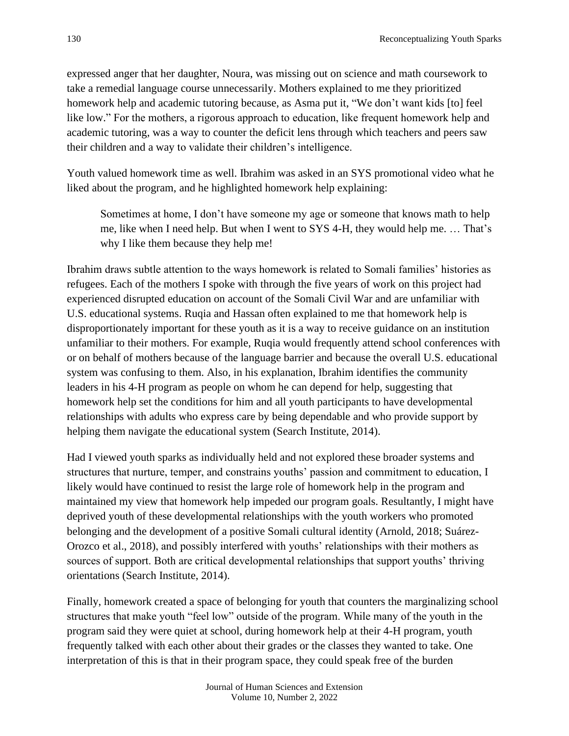expressed anger that her daughter, Noura, was missing out on science and math coursework to take a remedial language course unnecessarily. Mothers explained to me they prioritized homework help and academic tutoring because, as Asma put it, "We don't want kids [to] feel like low." For the mothers, a rigorous approach to education, like frequent homework help and academic tutoring, was a way to counter the deficit lens through which teachers and peers saw their children and a way to validate their children's intelligence.

Youth valued homework time as well. Ibrahim was asked in an SYS promotional video what he liked about the program, and he highlighted homework help explaining:

> Sometimes at home, I don't have someone my age or someone that knows math to help me, like when I need help. But when I went to SYS 4-H, they would help me. … That's why I like them because they help me!

Ibrahim draws subtle attention to the ways homework is related to Somali families' histories as refugees. Each of the mothers I spoke with through the five years of work on this project had experienced disrupted education on account of the Somali Civil War and are unfamiliar with U.S. educational systems. Ruqia and Hassan often explained to me that homework help is disproportionately important for these youth as it is a way to receive guidance on an institution unfamiliar to their mothers. For example, Ruqia would frequently attend school conferences with or on behalf of mothers because of the language barrier and because the overall U.S. educational system was confusing to them. Also, in his explanation, Ibrahim identifies the community leaders in his 4-H program as people on whom he can depend for help, suggesting that homework help set the conditions for him and all youth participants to have developmental relationships with adults who express care by being dependable and who provide support by helping them navigate the educational system (Search Institute, 2014).

Had I viewed youth sparks as individually held and not explored these broader systems and structures that nurture, temper, and constrains youths' passion and commitment to education, I likely would have continued to resist the large role of homework help in the program and maintained my view that homework help impeded our program goals. Resultantly, I might have deprived youth of these developmental relationships with the youth workers who promoted belonging and the development of a positive Somali cultural identity (Arnold, 2018; Suárez-Orozco et al., 2018), and possibly interfered with youths' relationships with their mothers as sources of support. Both are critical developmental relationships that support youths' thriving orientations (Search Institute, 2014).

Finally, homework created a space of belonging for youth that counters the marginalizing school structures that make youth "feel low" outside of the program. While many of the youth in the program said they were quiet at school, during homework help at their 4-H program, youth frequently talked with each other about their grades or the classes they wanted to take. One interpretation of this is that in their program space, they could speak free of the burden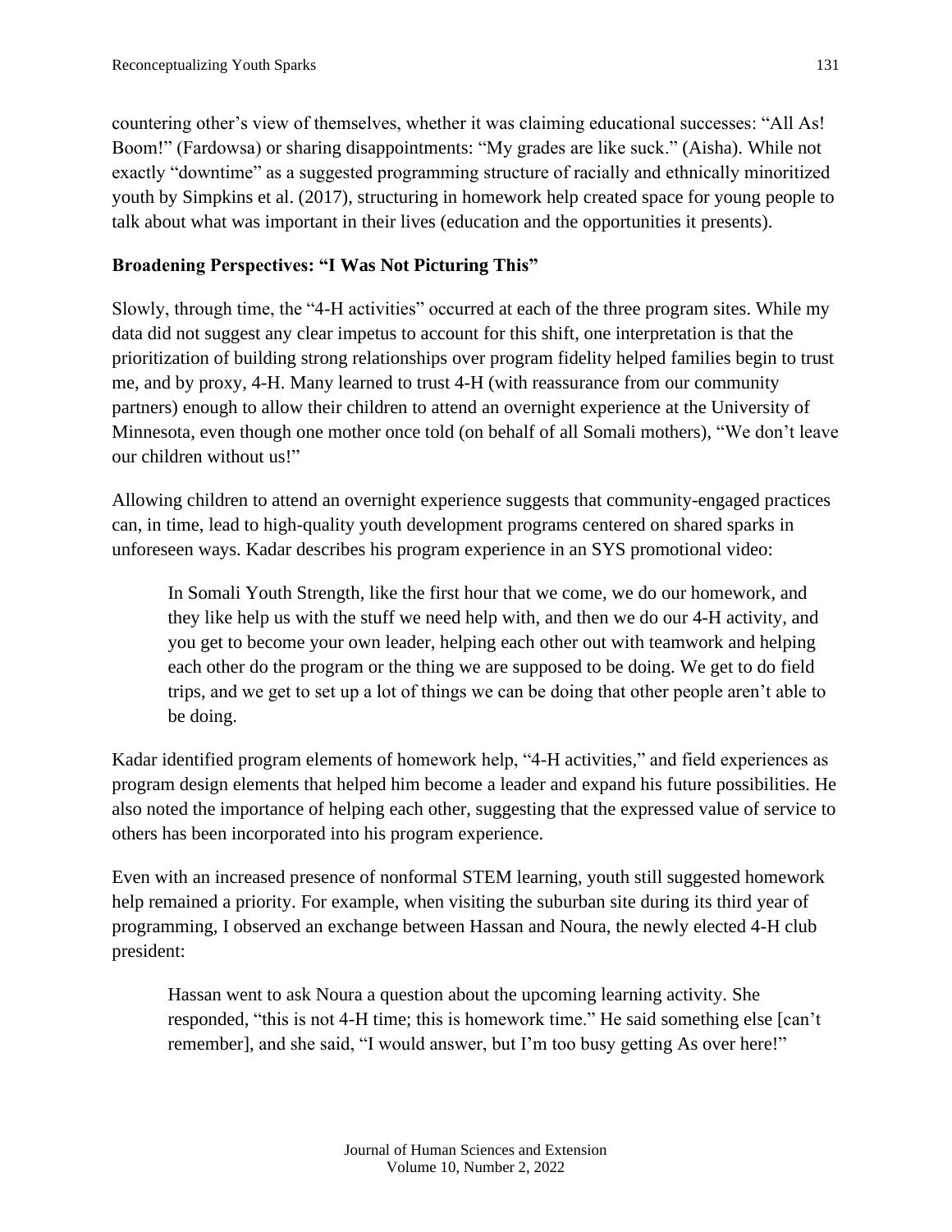countering other's view of themselves, whether it was claiming educational successes: "All As! Boom!" (Fardowsa) or sharing disappointments: "My grades are like suck." (Aisha). While not exactly "downtime" as a suggested programming structure of racially and ethnically minoritized youth by Simpkins et al. (2017), structuring in homework help created space for young people to talk about what was important in their lives (education and the opportunities it presents).

### Broadening Perspectives: "I Was Not Picturing This"

Slowly, through time, the "4-H activities" occurred at each of the three program sites. While my data did not suggest any clear impetus to account for this shift, one interpretation is that the prioritization of building strong relationships over program fidelity helped families begin to trust me, and by proxy, 4-H. Many learned to trust 4-H (with reassurance from our community partners) enough to allow their children to attend an overnight experience at the University of Minnesota, even though one mother once told (on behalf of all Somali mothers), "We don't leave our children without us!"

Allowing children to attend an overnight experience suggests that community-engaged practices can, in time, lead to high-quality youth development programs centered on shared sparks in unforeseen ways. Kadar describes his program experience in an SYS promotional video:

> In Somali Youth Strength, like the first hour that we come, we do our homework, and they like help us with the stuff we need help with, and then we do our 4-H activity, and you get to become your own leader, helping each other out with teamwork and helping each other do the program or the thing we are supposed to be doing. We get to do field trips, and we get to set up a lot of things we can be doing that other people aren't able to be doing.

Kadar identified program elements of homework help, "4-H activities," and field experiences as program design elements that helped him become a leader and expand his future possibilities. He also noted the importance of helping each other, suggesting that the expressed value of service to others has been incorporated into his program experience.

Even with an increased presence of nonformal STEM learning, youth still suggested homework help remained a priority. For example, when visiting the suburban site during its third year of programming, I observed an exchange between Hassan and Noura, the newly elected 4-H club president:

> Hassan went to ask Noura a question about the upcoming learning activity. She responded, "this is not 4-H time; this is homework time." He said something else [can't remember], and she said, "I would answer, but I'm too busy getting As over here!"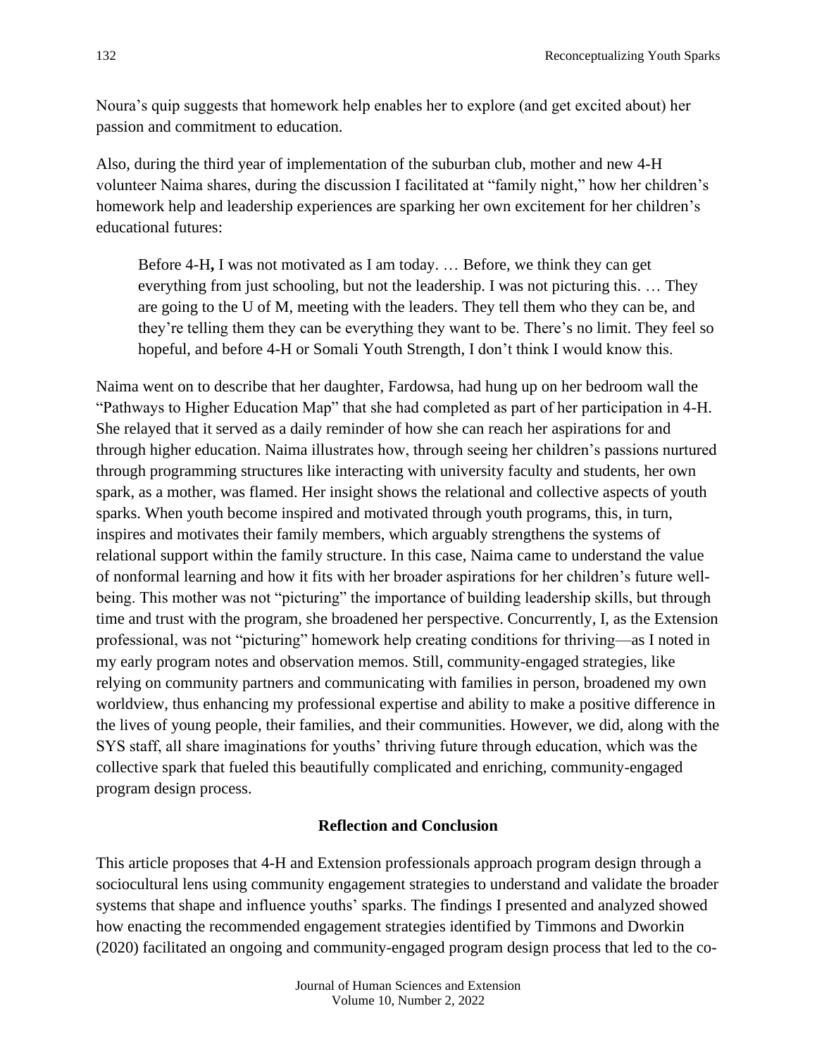Noura's quip suggests that homework help enables her to explore (and get excited about) her passion and commitment to education.

Also, during the third year of implementation of the suburban club, mother and new 4-H volunteer Naima shares, during the discussion I facilitated at "family night," how her children's homework help and leadership experiences are sparking her own excitement for her children's educational futures:

> Before 4-H**,** I was not motivated as I am today. … Before, we think they can get everything from just schooling, but not the leadership. I was not picturing this. … They are going to the U of M, meeting with the leaders. They tell them who they can be, and they're telling them they can be everything they want to be. There's no limit. They feel so hopeful, and before 4-H or Somali Youth Strength, I don't think I would know this.

Naima went on to describe that her daughter, Fardowsa, had hung up on her bedroom wall the "Pathways to Higher Education Map" that she had completed as part of her participation in 4-H. She relayed that it served as a daily reminder of how she can reach her aspirations for and through higher education. Naima illustrates how, through seeing her children's passions nurtured through programming structures like interacting with university faculty and students, her own spark, as a mother, was flamed. Her insight shows the relational and collective aspects of youth sparks. When youth become inspired and motivated through youth programs, this, in turn, inspires and motivates their family members, which arguably strengthens the systems of relational support within the family structure. In this case, Naima came to understand the value of nonformal learning and how it fits with her broader aspirations for her children's future well-being. This mother was not "picturing" the importance of building leadership skills, but through time and trust with the program, she broadened her perspective. Concurrently, I, as the Extension professional, was not "picturing" homework help creating conditions for thriving—as I noted in my early program notes and observation memos. Still, community-engaged strategies, like relying on community partners and communicating with families in person, broadened my own worldview, thus enhancing my professional expertise and ability to make a positive difference in the lives of young people, their families, and their communities. However, we did, along with the SYS staff, all share imaginations for youths' thriving future through education, which was the collective spark that fueled this beautifully complicated and enriching, community-engaged program design process.

## Reflection and Conclusion

This article proposes that 4-H and Extension professionals approach program design through a sociocultural lens using community engagement strategies to understand and validate the broader systems that shape and influence youths' sparks. The findings I presented and analyzed showed how enacting the recommended engagement strategies identified by Timmons and Dworkin (2020) facilitated an ongoing and community-engaged program design process that led to the co-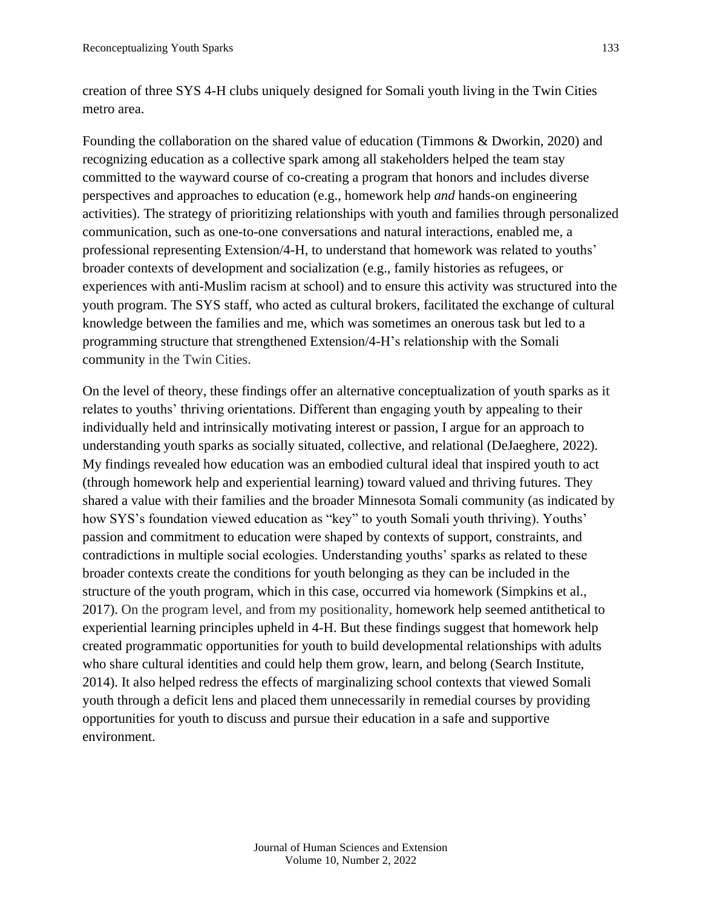creation of three SYS 4-H clubs uniquely designed for Somali youth living in the Twin Cities metro area.

Founding the collaboration on the shared value of education (Timmons & Dworkin, 2020) and recognizing education as a collective spark among all stakeholders helped the team stay committed to the wayward course of co-creating a program that honors and includes diverse perspectives and approaches to education (e.g., homework help *and* hands-on engineering activities). The strategy of prioritizing relationships with youth and families through personalized communication, such as one-to-one conversations and natural interactions, enabled me, a professional representing Extension/4-H, to understand that homework was related to youths' broader contexts of development and socialization (e.g., family histories as refugees, or experiences with anti-Muslim racism at school) and to ensure this activity was structured into the youth program. The SYS staff, who acted as cultural brokers, facilitated the exchange of cultural knowledge between the families and me, which was sometimes an onerous task but led to a programming structure that strengthened Extension/4-H's relationship with the Somali community in the Twin Cities.

On the level of theory, these findings offer an alternative conceptualization of youth sparks as it relates to youths' thriving orientations. Different than engaging youth by appealing to their individually held and intrinsically motivating interest or passion, I argue for an approach to understanding youth sparks as socially situated, collective, and relational (DeJaeghere, 2022). My findings revealed how education was an embodied cultural ideal that inspired youth to act (through homework help and experiential learning) toward valued and thriving futures. They shared a value with their families and the broader Minnesota Somali community (as indicated by how SYS's foundation viewed education as "key" to youth Somali youth thriving). Youths' passion and commitment to education were shaped by contexts of support, constraints, and contradictions in multiple social ecologies. Understanding youths' sparks as related to these broader contexts create the conditions for youth belonging as they can be included in the structure of the youth program, which in this case, occurred via homework (Simpkins et al., 2017). On the program level, and from my positionality, homework help seemed antithetical to experiential learning principles upheld in 4-H. But these findings suggest that homework help created programmatic opportunities for youth to build developmental relationships with adults who share cultural identities and could help them grow, learn, and belong (Search Institute, 2014). It also helped redress the effects of marginalizing school contexts that viewed Somali youth through a deficit lens and placed them unnecessarily in remedial courses by providing opportunities for youth to discuss and pursue their education in a safe and supportive environment.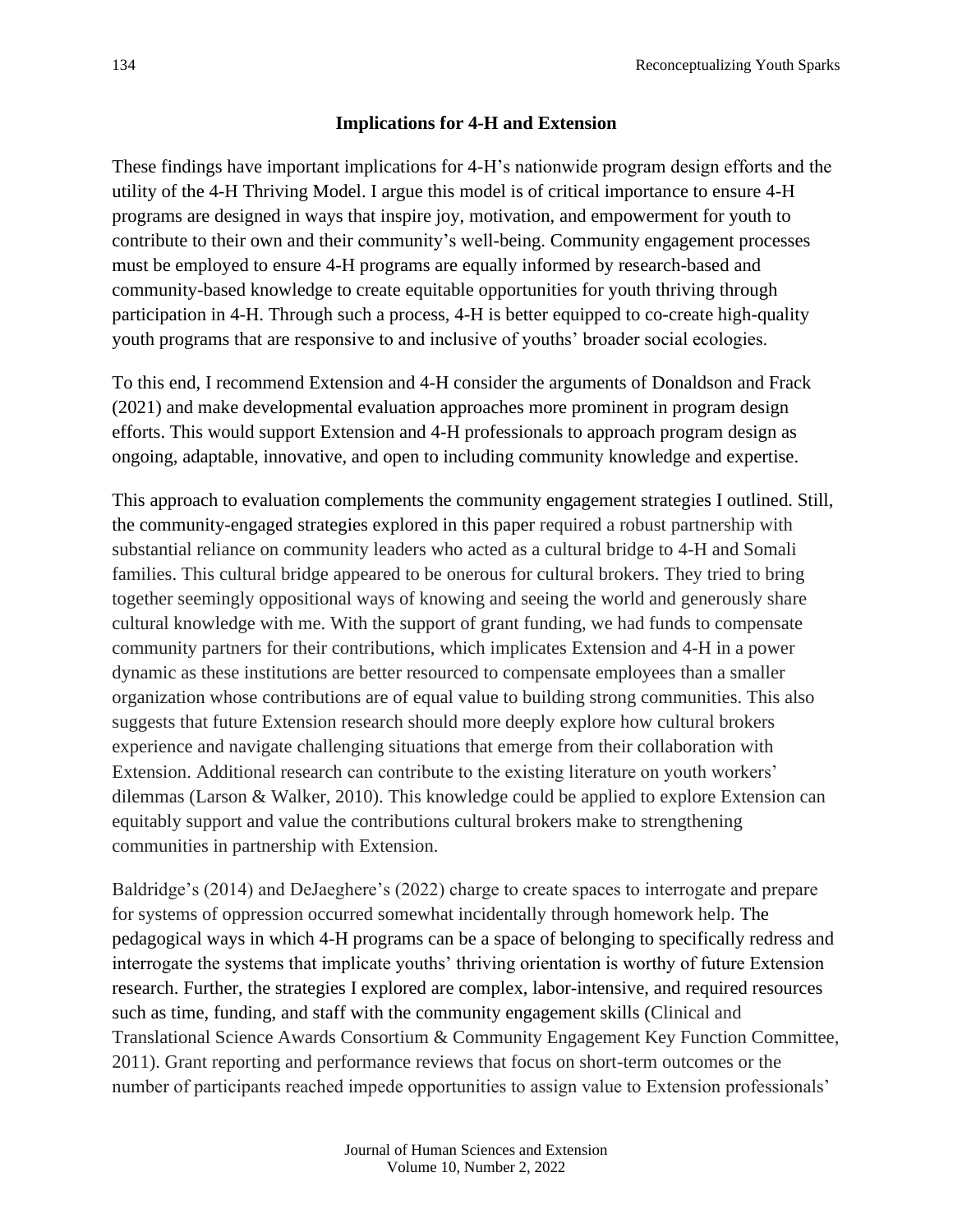## Implications for 4-H and Extension

These findings have important implications for 4-H's nationwide program design efforts and the utility of the 4-H Thriving Model. I argue this model is of critical importance to ensure 4-H programs are designed in ways that inspire joy, motivation, and empowerment for youth to contribute to their own and their community's well-being. Community engagement processes must be employed to ensure 4-H programs are equally informed by research-based and community-based knowledge to create equitable opportunities for youth thriving through participation in 4-H. Through such a process, 4-H is better equipped to co-create high-quality youth programs that are responsive to and inclusive of youths' broader social ecologies.

To this end, I recommend Extension and 4-H consider the arguments of Donaldson and Frack (2021) and make developmental evaluation approaches more prominent in program design efforts. This would support Extension and 4-H professionals to approach program design as ongoing, adaptable, innovative, and open to including community knowledge and expertise.

This approach to evaluation complements the community engagement strategies I outlined. Still, the community-engaged strategies explored in this paper required a robust partnership with substantial reliance on community leaders who acted as a cultural bridge to 4-H and Somali families. This cultural bridge appeared to be onerous for cultural brokers. They tried to bring together seemingly oppositional ways of knowing and seeing the world and generously share cultural knowledge with me. With the support of grant funding, we had funds to compensate community partners for their contributions, which implicates Extension and 4-H in a power dynamic as these institutions are better resourced to compensate employees than a smaller organization whose contributions are of equal value to building strong communities. This also suggests that future Extension research should more deeply explore how cultural brokers experience and navigate challenging situations that emerge from their collaboration with Extension. Additional research can contribute to the existing literature on youth workers' dilemmas (Larson & Walker, 2010). This knowledge could be applied to explore Extension can equitably support and value the contributions cultural brokers make to strengthening communities in partnership with Extension.

Baldridge's (2014) and DeJaeghere's (2022) charge to create spaces to interrogate and prepare for systems of oppression occurred somewhat incidentally through homework help. The pedagogical ways in which 4-H programs can be a space of belonging to specifically redress and interrogate the systems that implicate youths' thriving orientation is worthy of future Extension research. Further, the strategies I explored are complex, labor-intensive, and required resources such as time, funding, and staff with the community engagement skills (Clinical and Translational Science Awards Consortium & Community Engagement Key Function Committee, 2011). Grant reporting and performance reviews that focus on short-term outcomes or the number of participants reached impede opportunities to assign value to Extension professionals'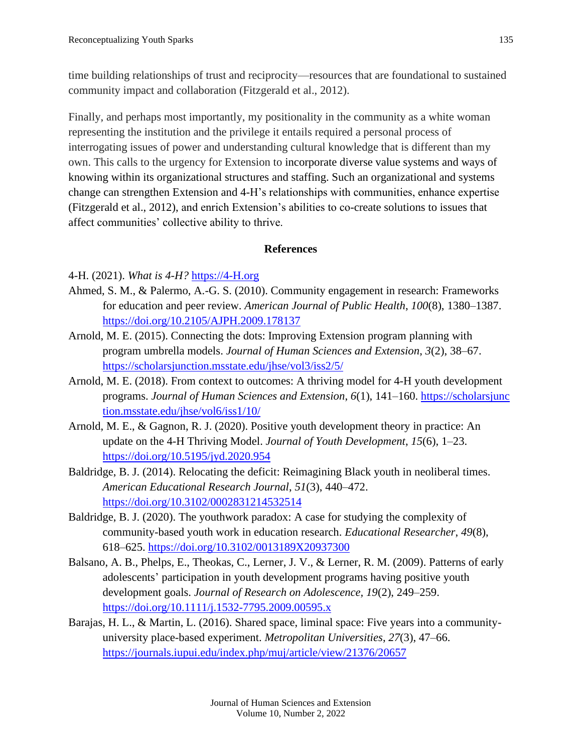time building relationships of trust and reciprocity—resources that are foundational to sustained community impact and collaboration (Fitzgerald et al., 2012).

Finally, and perhaps most importantly, my positionality in the community as a white woman representing the institution and the privilege it entails required a personal process of interrogating issues of power and understanding cultural knowledge that is different than my own. This calls to the urgency for Extension to incorporate diverse value systems and ways of knowing within its organizational structures and staffing. Such an organizational and systems change can strengthen Extension and 4-H's relationships with communities, enhance expertise (Fitzgerald et al., 2012), and enrich Extension's abilities to co-create solutions to issues that affect communities' collective ability to thrive.

## References

4-H. (2021). *What is 4-H?* https://4-H.org

Ahmed, S. M., & Palermo, A.-G. S. (2010). Community engagement in research: Frameworks for education and peer review. *American Journal of Public Health*, *100*(8), 1380–1387. https://doi.org/10.2105/AJPH.2009.178137

Arnold, M. E. (2015). Connecting the dots: Improving Extension program planning with program umbrella models. *Journal of Human Sciences and Extension*, *3*(2), 38–67. https://scholarsjunction.msstate.edu/jhse/vol3/iss2/5/

Arnold, M. E. (2018). From context to outcomes: A thriving model for 4-H youth development programs. *Journal of Human Sciences and Extension*, *6*(1), 141–160. https://scholarsjunction.msstate.edu/jhse/vol6/iss1/10/

Arnold, M. E., & Gagnon, R. J. (2020). Positive youth development theory in practice: An update on the 4-H Thriving Model. *Journal of Youth Development*, *15*(6), 1–23. https://doi.org/10.5195/jyd.2020.954

Baldridge, B. J. (2014). Relocating the deficit: Reimagining Black youth in neoliberal times. *American Educational Research Journal*, *51*(3), 440–472. https://doi.org/10.3102/0002831214532514

Baldridge, B. J. (2020). The youthwork paradox: A case for studying the complexity of community-based youth work in education research. *Educational Researcher*, *49*(8), 618–625. https://doi.org/10.3102/0013189X20937300

Balsano, A. B., Phelps, E., Theokas, C., Lerner, J. V., & Lerner, R. M. (2009). Patterns of early adolescents' participation in youth development programs having positive youth development goals. *Journal of Research on Adolescence*, *19*(2), 249–259. https://doi.org/10.1111/j.1532-7795.2009.00595.x

Barajas, H. L., & Martin, L. (2016). Shared space, liminal space: Five years into a community-university place-based experiment. *Metropolitan Universities*, *27*(3), 47–66. https://journals.iupui.edu/index.php/muj/article/view/21376/20657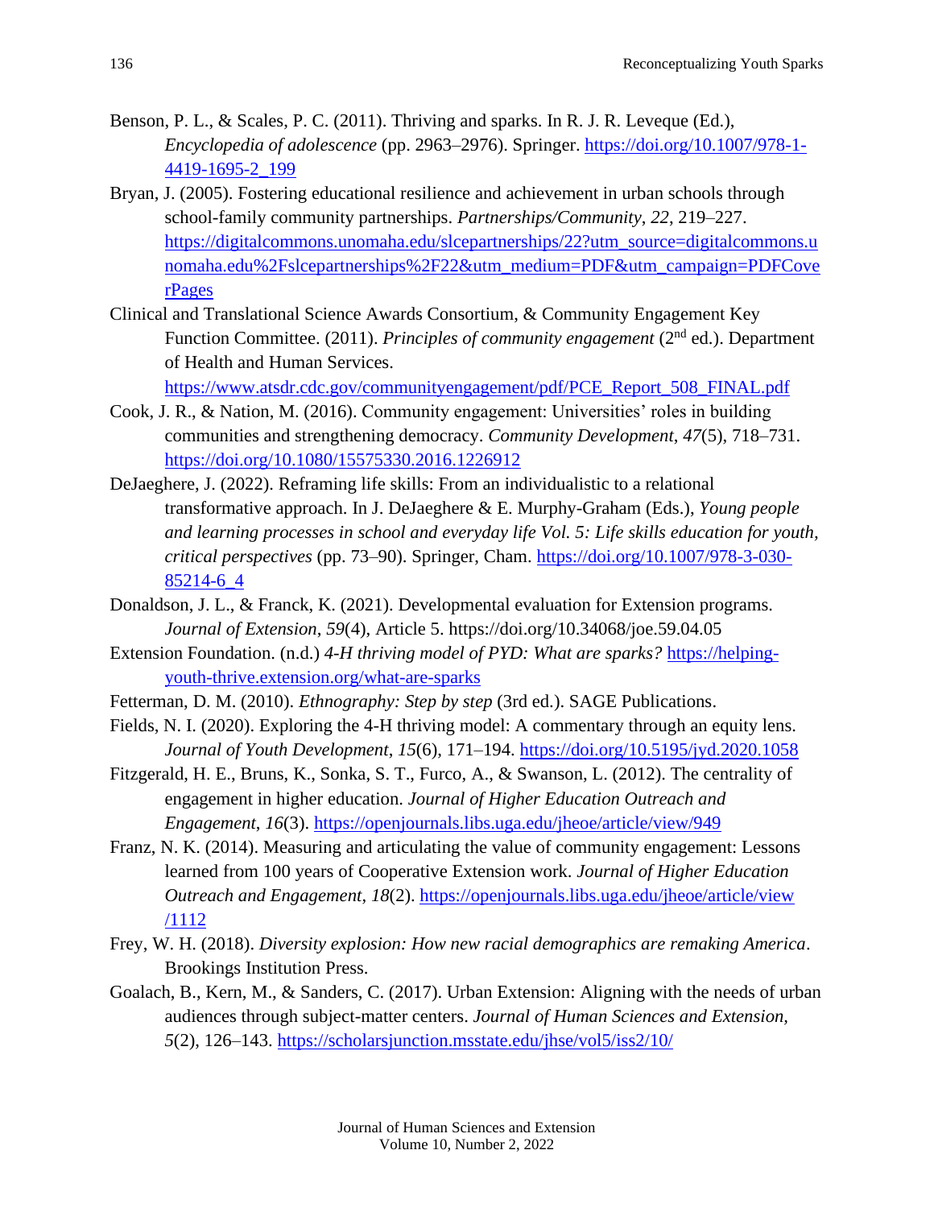Benson, P. L., & Scales, P. C. (2011). Thriving and sparks. In R. J. R. Leveque (Ed.), *Encyclopedia of adolescence* (pp. 2963–2976). Springer. https://doi.org/10.1007/978-1-4419-1695-2_199

Bryan, J. (2005). Fostering educational resilience and achievement in urban schools through school-family community partnerships. *Partnerships/Community*, *22*, 219–227. https://digitalcommons.unomaha.edu/slcepartnerships/22?utm_source=digitalcommons.unomaha.edu%2Fslcepartnerships%2F22&utm_medium=PDF&utm_campaign=PDFCoverPages

Clinical and Translational Science Awards Consortium, & Community Engagement Key Function Committee. (2011). *Principles of community engagement* (2nd ed.). Department of Health and Human Services. https://www.atsdr.cdc.gov/communityengagement/pdf/PCE_Report_508_FINAL.pdf

Cook, J. R., & Nation, M. (2016). Community engagement: Universities' roles in building communities and strengthening democracy. *Community Development*, *47*(5), 718–731. https://doi.org/10.1080/15575330.2016.1226912

DeJaeghere, J. (2022). Reframing life skills: From an individualistic to a relational transformative approach. In J. DeJaeghere & E. Murphy-Graham (Eds.), *Young people and learning processes in school and everyday life Vol. 5: Life skills education for youth, critical perspectives* (pp. 73–90). Springer, Cham. https://doi.org/10.1007/978-3-030-85214-6_4

Donaldson, J. L., & Franck, K. (2021). Developmental evaluation for Extension programs. *Journal of Extension*, *59*(4), Article 5. https://doi.org/10.34068/joe.59.04.05

Extension Foundation. (n.d.) *4-H thriving model of PYD: What are sparks?* https://helping-youth-thrive.extension.org/what-are-sparks

Fetterman, D. M. (2010). *Ethnography: Step by step* (3rd ed.). SAGE Publications.

Fields, N. I. (2020). Exploring the 4-H thriving model: A commentary through an equity lens. *Journal of Youth Development, 15*(6), 171–194. https://doi.org/10.5195/jyd.2020.1058

Fitzgerald, H. E., Bruns, K., Sonka, S. T., Furco, A., & Swanson, L. (2012). The centrality of engagement in higher education. *Journal of Higher Education Outreach and Engagement*, *16*(3). https://openjournals.libs.uga.edu/jheoe/article/view/949

Franz, N. K. (2014). Measuring and articulating the value of community engagement: Lessons learned from 100 years of Cooperative Extension work. *Journal of Higher Education Outreach and Engagement*, *18*(2). https://openjournals.libs.uga.edu/jheoe/article/view/1112

Frey, W. H. (2018). *Diversity explosion: How new racial demographics are remaking America*. Brookings Institution Press.

Goalach, B., Kern, M., & Sanders, C. (2017). Urban Extension: Aligning with the needs of urban audiences through subject-matter centers. *Journal of Human Sciences and Extension, 5*(2), 126–143. https://scholarsjunction.msstate.edu/jhse/vol5/iss2/10/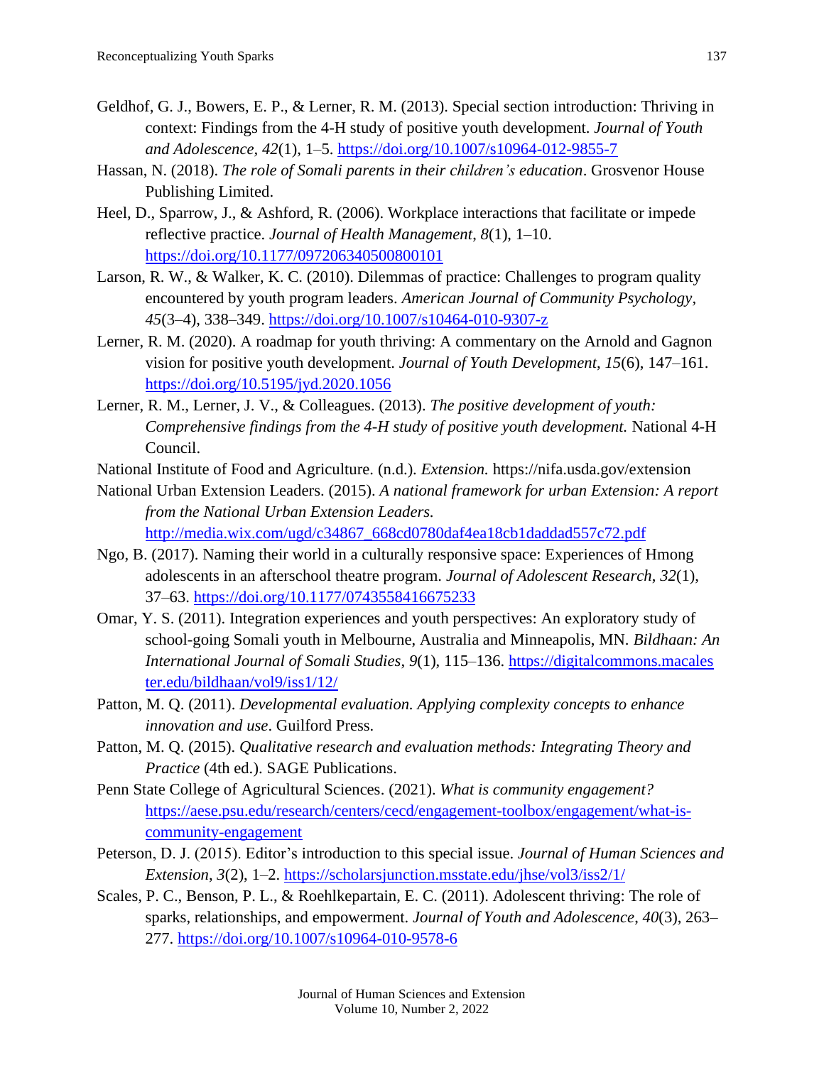Geldhof, G. J., Bowers, E. P., & Lerner, R. M. (2013). Special section introduction: Thriving in context: Findings from the 4-H study of positive youth development. *Journal of Youth and Adolescence*, *42*(1), 1–5. https://doi.org/10.1007/s10964-012-9855-7

Hassan, N. (2018). *The role of Somali parents in their children's education*. Grosvenor House Publishing Limited.

Heel, D., Sparrow, J., & Ashford, R. (2006). Workplace interactions that facilitate or impede reflective practice. *Journal of Health Management*, *8*(1), 1–10. https://doi.org/10.1177/097206340500800101

Larson, R. W., & Walker, K. C. (2010). Dilemmas of practice: Challenges to program quality encountered by youth program leaders. *American Journal of Community Psychology*, *45*(3–4), 338–349. https://doi.org/10.1007/s10464-010-9307-z

Lerner, R. M. (2020). A roadmap for youth thriving: A commentary on the Arnold and Gagnon vision for positive youth development. *Journal of Youth Development*, *15*(6), 147–161. https://doi.org/10.5195/jyd.2020.1056

Lerner, R. M., Lerner, J. V., & Colleagues. (2013). *The positive development of youth: Comprehensive findings from the 4-H study of positive youth development.* National 4-H Council.

National Institute of Food and Agriculture. (n.d.). *Extension.* https://nifa.usda.gov/extension

National Urban Extension Leaders. (2015). *A national framework for urban Extension: A report from the National Urban Extension Leaders.* http://media.wix.com/ugd/c34867_668cd0780daf4ea18cb1daddad557c72.pdf

Ngo, B. (2017). Naming their world in a culturally responsive space: Experiences of Hmong adolescents in an afterschool theatre program. *Journal of Adolescent Research*, *32*(1), 37–63. https://doi.org/10.1177/0743558416675233

Omar, Y. S. (2011). Integration experiences and youth perspectives: An exploratory study of school-going Somali youth in Melbourne, Australia and Minneapolis, MN. *Bildhaan: An International Journal of Somali Studies*, *9*(1), 115–136. https://digitalcommons.macalester.edu/bildhaan/vol9/iss1/12/

Patton, M. Q. (2011). *Developmental evaluation. Applying complexity concepts to enhance innovation and use*. Guilford Press.

Patton, M. Q. (2015). *Qualitative research and evaluation methods: Integrating Theory and Practice* (4th ed.). SAGE Publications.

Penn State College of Agricultural Sciences. (2021). *What is community engagement?* https://aese.psu.edu/research/centers/cecd/engagement-toolbox/engagement/what-is-community-engagement

Peterson, D. J. (2015). Editor's introduction to this special issue. *Journal of Human Sciences and Extension*, *3*(2), 1–2. https://scholarsjunction.msstate.edu/jhse/vol3/iss2/1/

Scales, P. C., Benson, P. L., & Roehlkepartain, E. C. (2011). Adolescent thriving: The role of sparks, relationships, and empowerment. *Journal of Youth and Adolescence*, *40*(3), 263–277. https://doi.org/10.1007/s10964-010-9578-6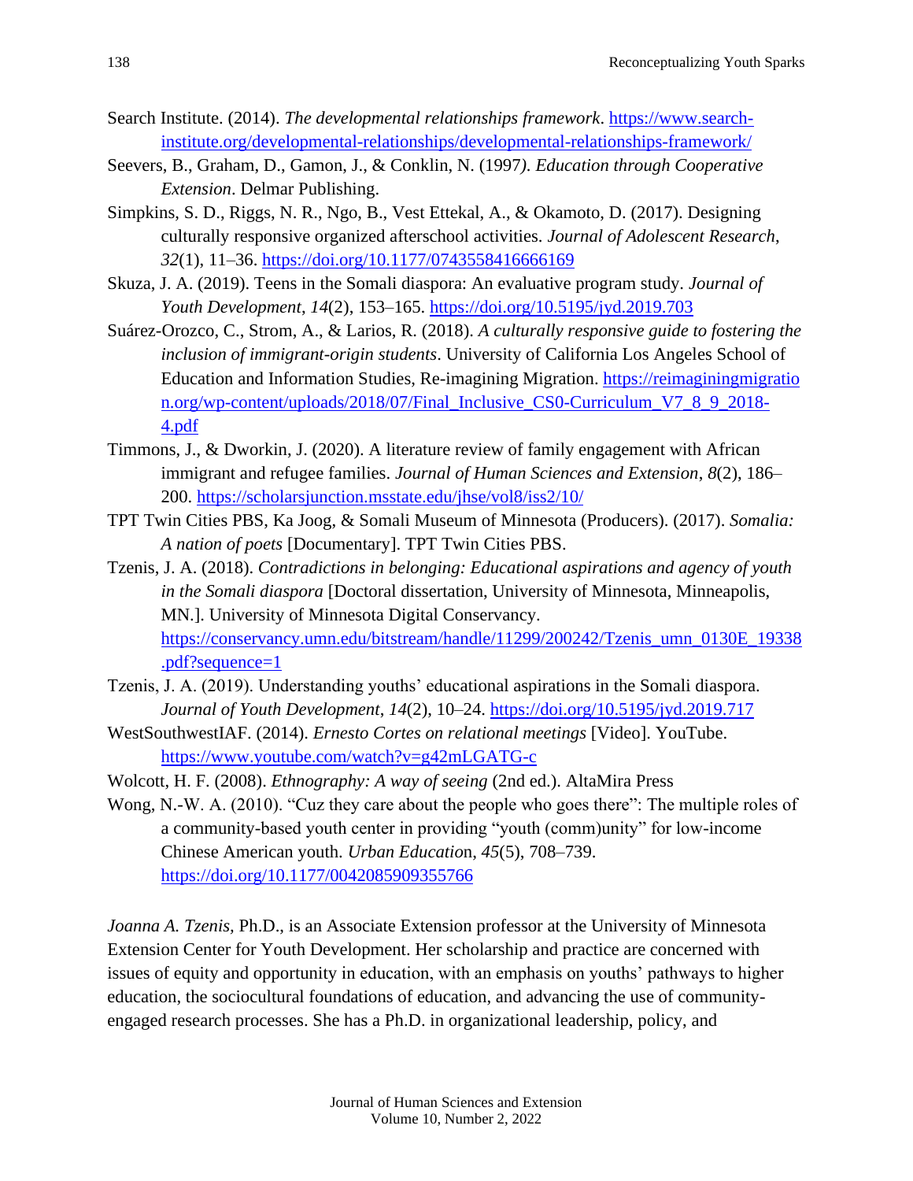Search Institute. (2014). *The developmental relationships framework*. https://www.search-institute.org/developmental-relationships/developmental-relationships-framework/

Seevers, B., Graham, D., Gamon, J., & Conklin, N. (1997). *Education through Cooperative Extension*. Delmar Publishing.

Simpkins, S. D., Riggs, N. R., Ngo, B., Vest Ettekal, A., & Okamoto, D. (2017). Designing culturally responsive organized afterschool activities. *Journal of Adolescent Research*, *32*(1), 11–36. https://doi.org/10.1177/0743558416666169

Skuza, J. A. (2019). Teens in the Somali diaspora: An evaluative program study. *Journal of Youth Development*, *14*(2), 153–165. https://doi.org/10.5195/jyd.2019.703

Suárez-Orozco, C., Strom, A., & Larios, R. (2018). *A culturally responsive guide to fostering the inclusion of immigrant-origin students*. University of California Los Angeles School of Education and Information Studies, Re-imagining Migration. https://reimaginingmigration.org/wp-content/uploads/2018/07/Final_Inclusive_CS0-Curriculum_V7_8_9_2018-4.pdf

Timmons, J., & Dworkin, J. (2020). A literature review of family engagement with African immigrant and refugee families. *Journal of Human Sciences and Extension*, *8*(2), 186–200. https://scholarsjunction.msstate.edu/jhse/vol8/iss2/10/

TPT Twin Cities PBS, Ka Joog, & Somali Museum of Minnesota (Producers). (2017). *Somalia: A nation of poets* [Documentary]. TPT Twin Cities PBS.

Tzenis, J. A. (2018). *Contradictions in belonging: Educational aspirations and agency of youth in the Somali diaspora* [Doctoral dissertation, University of Minnesota, Minneapolis, MN.]. University of Minnesota Digital Conservancy. https://conservancy.umn.edu/bitstream/handle/11299/200242/Tzenis_umn_0130E_19338.pdf?sequence=1

Tzenis, J. A. (2019). Understanding youths' educational aspirations in the Somali diaspora. *Journal of Youth Development*, *14*(2), 10–24. https://doi.org/10.5195/jyd.2019.717

WestSouthwestIAF. (2014). *Ernesto Cortes on relational meetings* [Video]. YouTube. https://www.youtube.com/watch?v=g42mLGATG-c

Wolcott, H. F. (2008). *Ethnography: A way of seeing* (2nd ed.). AltaMira Press

Wong, N.-W. A. (2010). "Cuz they care about the people who goes there": The multiple roles of a community-based youth center in providing "youth (comm)unity" for low-income Chinese American youth. *Urban Education*, *45*(5), 708–739. https://doi.org/10.1177/0042085909355766

*Joanna A. Tzenis*, Ph.D., is an Associate Extension professor at the University of Minnesota Extension Center for Youth Development. Her scholarship and practice are concerned with issues of equity and opportunity in education, with an emphasis on youths' pathways to higher education, the sociocultural foundations of education, and advancing the use of community-engaged research processes. She has a Ph.D. in organizational leadership, policy, and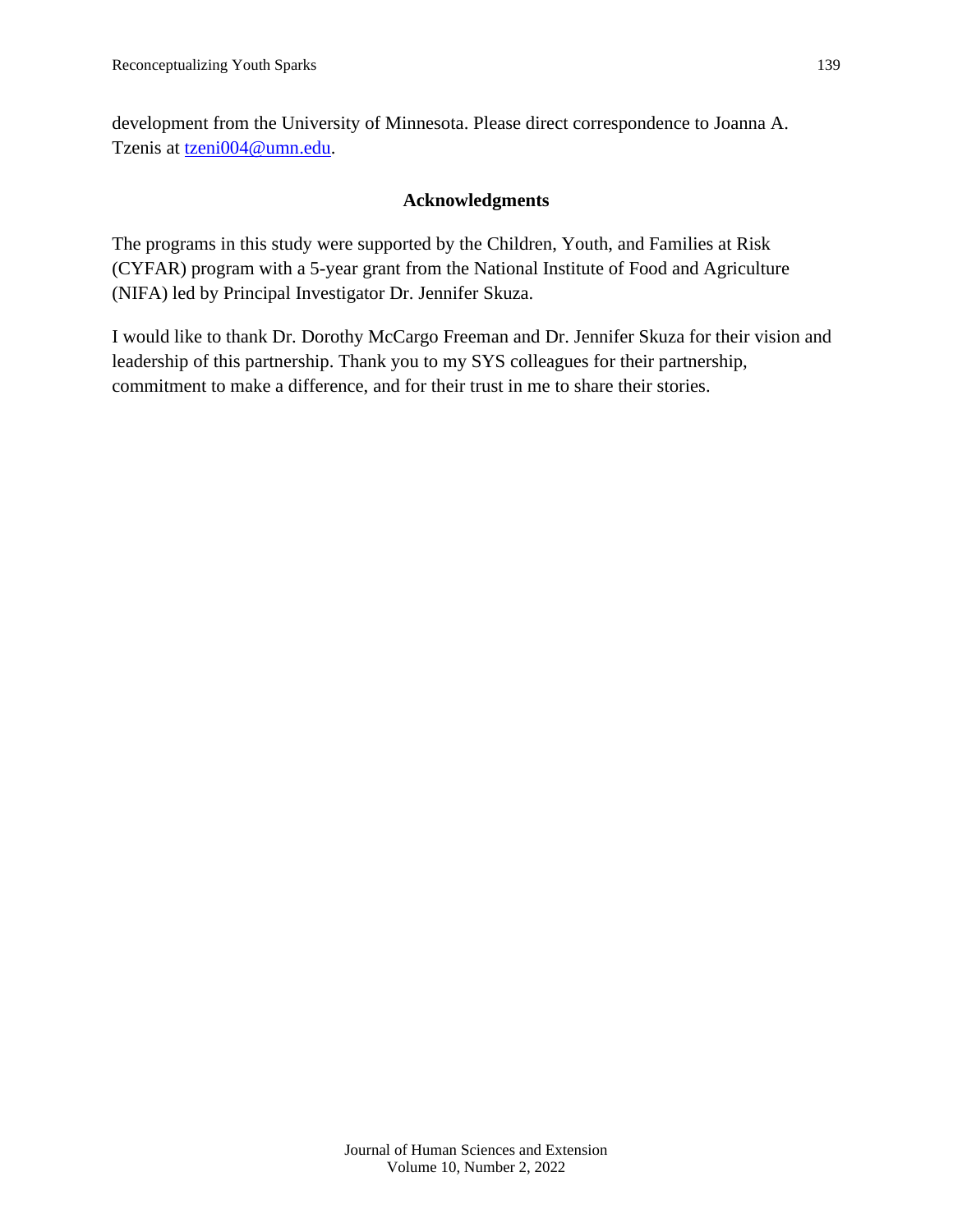development from the University of Minnesota. Please direct correspondence to Joanna A. Tzenis at tzeni004@umn.edu.

## Acknowledgments

The programs in this study were supported by the Children, Youth, and Families at Risk (CYFAR) program with a 5-year grant from the National Institute of Food and Agriculture (NIFA) led by Principal Investigator Dr. Jennifer Skuza.

I would like to thank Dr. Dorothy McCargo Freeman and Dr. Jennifer Skuza for their vision and leadership of this partnership. Thank you to my SYS colleagues for their partnership, commitment to make a difference, and for their trust in me to share their stories.